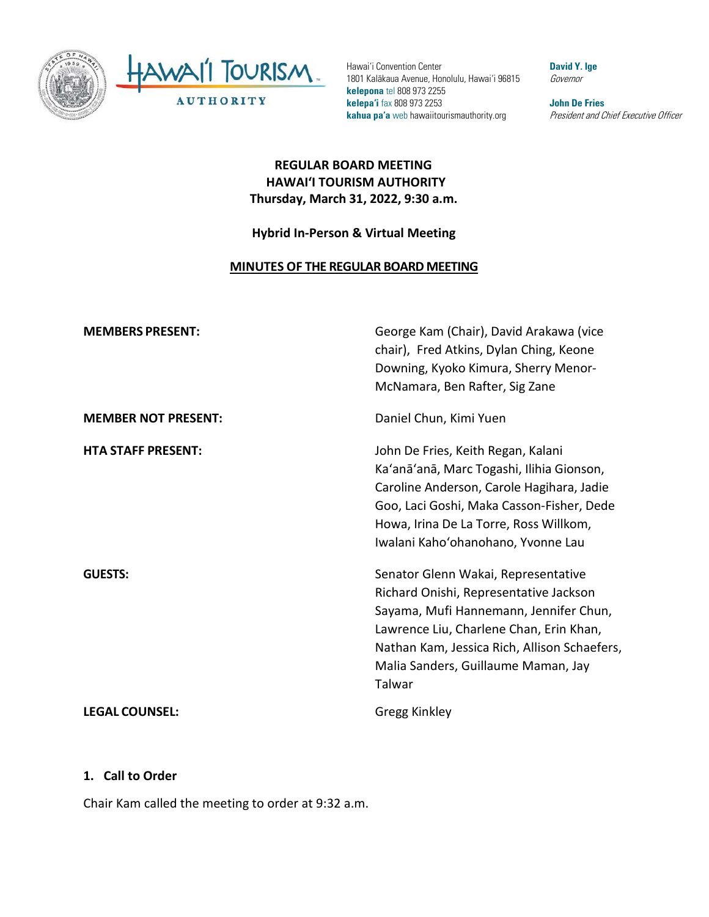Hawaiʻi Convention Center
1801 Kalākaua Avenue, Honolulu, Hawaiʻi 96815
**kelepona** tel 808 973 2255
**kelepaʻi** fax 808 973 2253
**kahua paʻa** web hawaiitourismauthority.org

**David Y. Ige**
*Governor*

**John De Fries**
*President and Chief Executive Officer*

# REGULAR BOARD MEETING
# HAWAIʻI TOURISM AUTHORITY
## Thursday, March 31, 2022, 9:30 a.m.

### Hybrid In-Person & Virtual Meeting

### MINUTES OF THE REGULAR BOARD MEETING

| | |
|---|---|
| **MEMBERS PRESENT:** | George Kam (Chair), David Arakawa (vice chair), Fred Atkins, Dylan Ching, Keone Downing, Kyoko Kimura, Sherry Menor-McNamara, Ben Rafter, Sig Zane |
| **MEMBER NOT PRESENT:** | Daniel Chun, Kimi Yuen |
| **HTA STAFF PRESENT:** | John De Fries, Keith Regan, Kalani Kaʻanāʻanā, Marc Togashi, Ilihia Gionson, Caroline Anderson, Carole Hagihara, Jadie Goo, Laci Goshi, Maka Casson-Fisher, Dede Howa, Irina De La Torre, Ross Willkom, Iwalani Kahoʻohanohano, Yvonne Lau |
| **GUESTS:** | Senator Glenn Wakai, Representative Richard Onishi, Representative Jackson Sayama, Mufi Hannemann, Jennifer Chun, Lawrence Liu, Charlene Chan, Erin Khan, Nathan Kam, Jessica Rich, Allison Schaefers, Malia Sanders, Guillaume Maman, Jay Talwar |
| **LEGAL COUNSEL:** | Gregg Kinkley |

## 1. Call to Order

Chair Kam called the meeting to order at 9:32 a.m.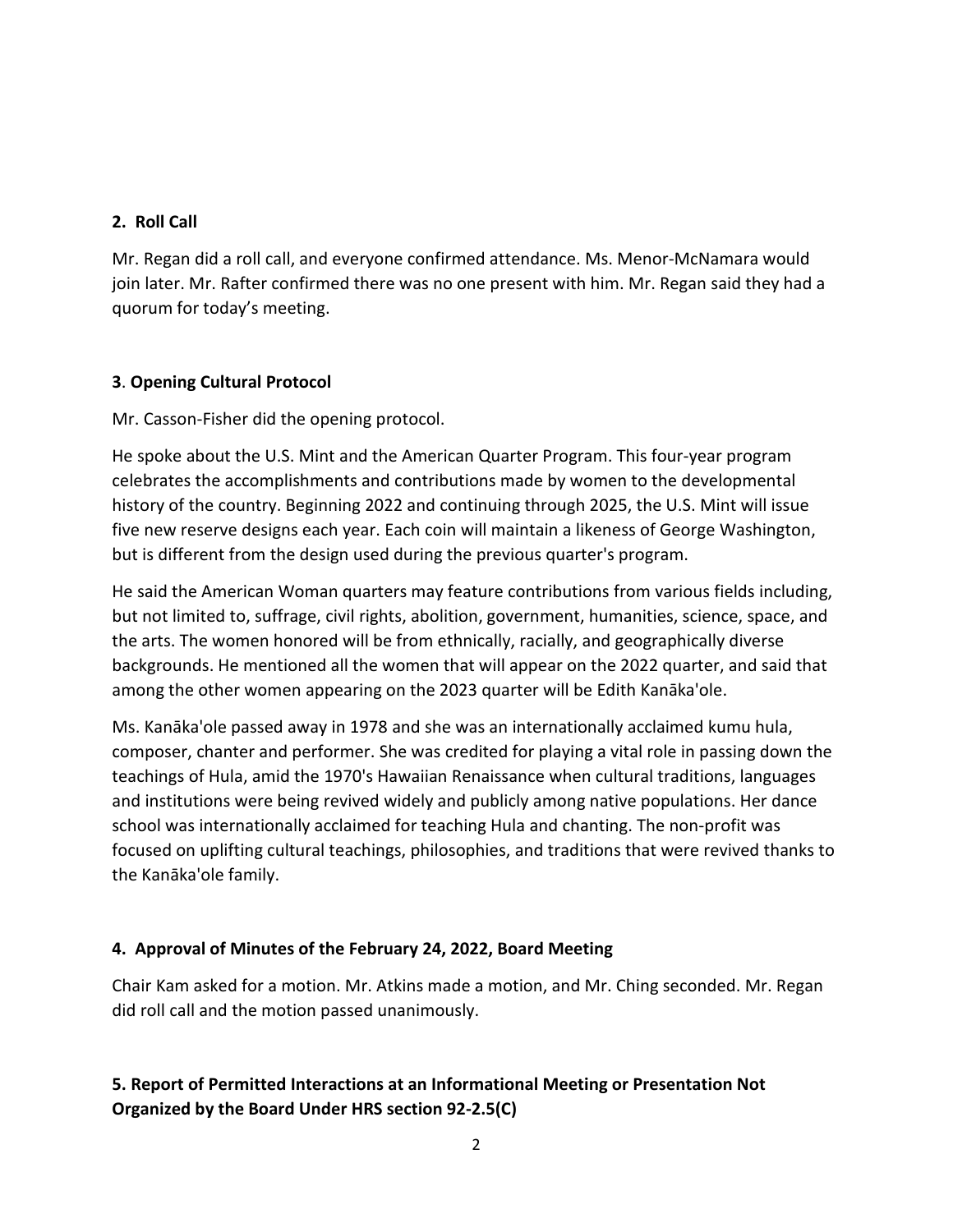## 2. Roll Call

Mr. Regan did a roll call, and everyone confirmed attendance. Ms. Menor-McNamara would join later. Mr. Rafter confirmed there was no one present with him. Mr. Regan said they had a quorum for today's meeting.

## 3. Opening Cultural Protocol

Mr. Casson-Fisher did the opening protocol.

He spoke about the U.S. Mint and the American Quarter Program. This four-year program celebrates the accomplishments and contributions made by women to the developmental history of the country. Beginning 2022 and continuing through 2025, the U.S. Mint will issue five new reserve designs each year. Each coin will maintain a likeness of George Washington, but is different from the design used during the previous quarter's program.

He said the American Woman quarters may feature contributions from various fields including, but not limited to, suffrage, civil rights, abolition, government, humanities, science, space, and the arts. The women honored will be from ethnically, racially, and geographically diverse backgrounds. He mentioned all the women that will appear on the 2022 quarter, and said that among the other women appearing on the 2023 quarter will be Edith Kanāka'ole.

Ms. Kanāka'ole passed away in 1978 and she was an internationally acclaimed kumu hula, composer, chanter and performer. She was credited for playing a vital role in passing down the teachings of Hula, amid the 1970's Hawaiian Renaissance when cultural traditions, languages and institutions were being revived widely and publicly among native populations. Her dance school was internationally acclaimed for teaching Hula and chanting. The non-profit was focused on uplifting cultural teachings, philosophies, and traditions that were revived thanks to the Kanāka'ole family.

## 4. Approval of Minutes of the February 24, 2022, Board Meeting

Chair Kam asked for a motion. Mr. Atkins made a motion, and Mr. Ching seconded. Mr. Regan did roll call and the motion passed unanimously.

## 5. Report of Permitted Interactions at an Informational Meeting or Presentation Not Organized by the Board Under HRS section 92-2.5(C)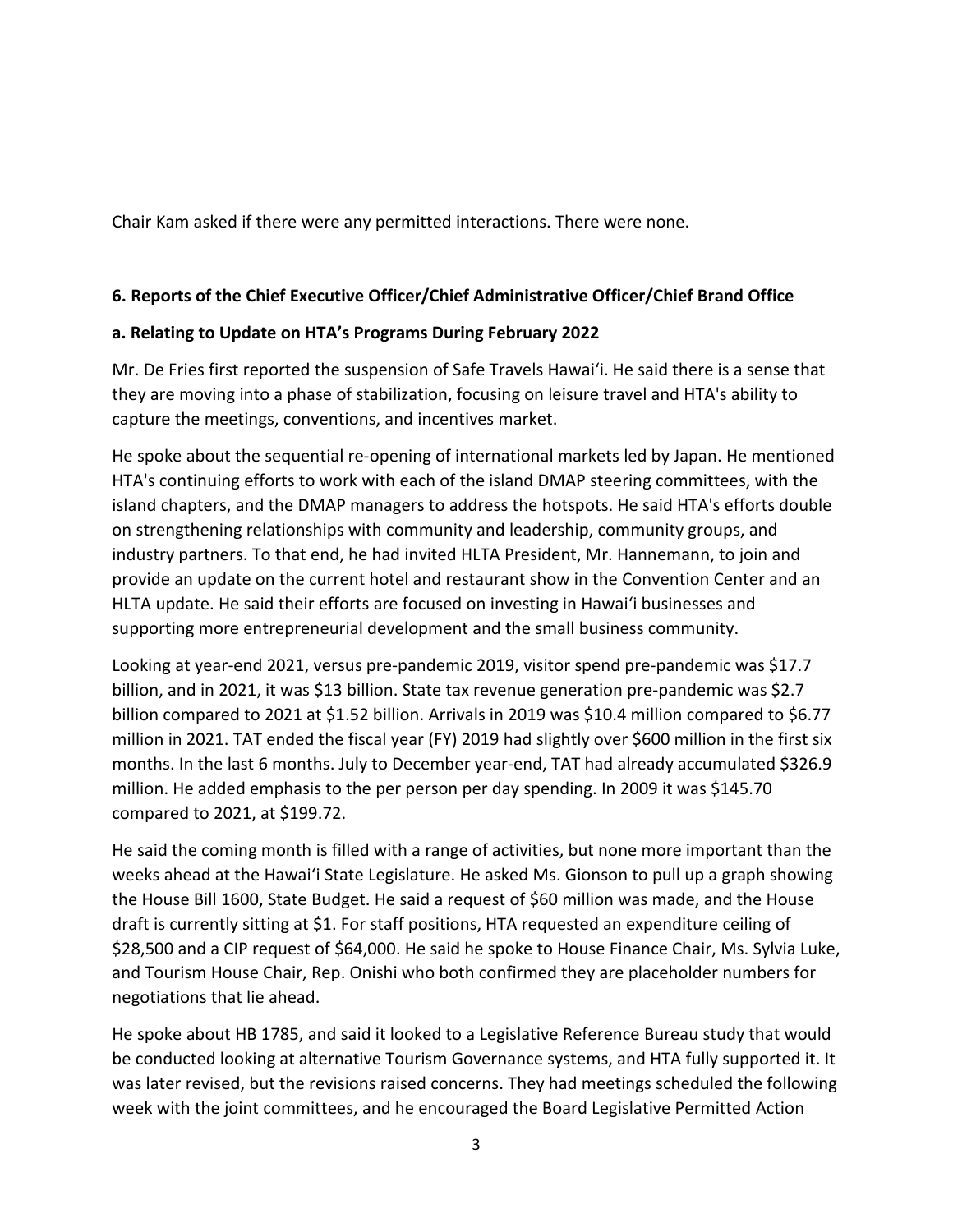Chair Kam asked if there were any permitted interactions. There were none.

**6. Reports of the Chief Executive Officer/Chief Administrative Officer/Chief Brand Office**

**a. Relating to Update on HTA's Programs During February 2022**

Mr. De Fries first reported the suspension of Safe Travels Hawaiʻi. He said there is a sense that they are moving into a phase of stabilization, focusing on leisure travel and HTA's ability to capture the meetings, conventions, and incentives market.

He spoke about the sequential re-opening of international markets led by Japan. He mentioned HTA's continuing efforts to work with each of the island DMAP steering committees, with the island chapters, and the DMAP managers to address the hotspots. He said HTA's efforts double on strengthening relationships with community and leadership, community groups, and industry partners. To that end, he had invited HLTA President, Mr. Hannemann, to join and provide an update on the current hotel and restaurant show in the Convention Center and an HLTA update. He said their efforts are focused on investing in Hawaiʻi businesses and supporting more entrepreneurial development and the small business community.

Looking at year-end 2021, versus pre-pandemic 2019, visitor spend pre-pandemic was $17.7 billion, and in 2021, it was $13 billion. State tax revenue generation pre-pandemic was $2.7 billion compared to 2021 at $1.52 billion. Arrivals in 2019 was $10.4 million compared to $6.77 million in 2021. TAT ended the fiscal year (FY) 2019 had slightly over $600 million in the first six months. In the last 6 months. July to December year-end, TAT had already accumulated $326.9 million. He added emphasis to the per person per day spending. In 2009 it was $145.70 compared to 2021, at $199.72.

He said the coming month is filled with a range of activities, but none more important than the weeks ahead at the Hawaiʻi State Legislature. He asked Ms. Gionson to pull up a graph showing the House Bill 1600, State Budget. He said a request of $60 million was made, and the House draft is currently sitting at $1. For staff positions, HTA requested an expenditure ceiling of $28,500 and a CIP request of $64,000. He said he spoke to House Finance Chair, Ms. Sylvia Luke, and Tourism House Chair, Rep. Onishi who both confirmed they are placeholder numbers for negotiations that lie ahead.

He spoke about HB 1785, and said it looked to a Legislative Reference Bureau study that would be conducted looking at alternative Tourism Governance systems, and HTA fully supported it. It was later revised, but the revisions raised concerns. They had meetings scheduled the following week with the joint committees, and he encouraged the Board Legislative Permitted Action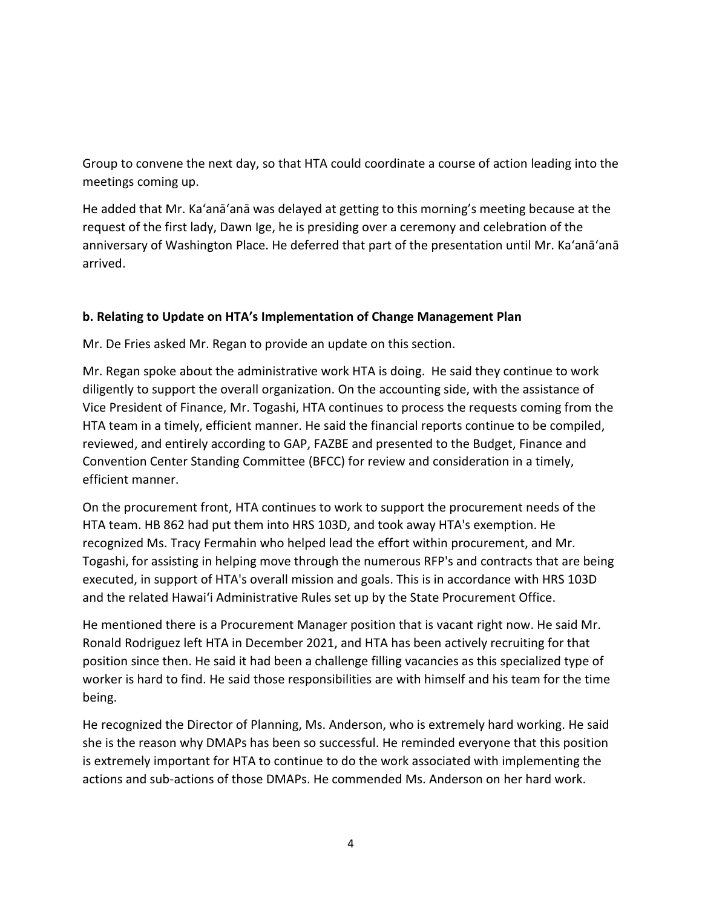Group to convene the next day, so that HTA could coordinate a course of action leading into the meetings coming up.

He added that Mr. Ka'anā'anā was delayed at getting to this morning's meeting because at the request of the first lady, Dawn Ige, he is presiding over a ceremony and celebration of the anniversary of Washington Place. He deferred that part of the presentation until Mr. Ka'anā'anā arrived.

**b. Relating to Update on HTA's Implementation of Change Management Plan**

Mr. De Fries asked Mr. Regan to provide an update on this section.

Mr. Regan spoke about the administrative work HTA is doing. He said they continue to work diligently to support the overall organization. On the accounting side, with the assistance of Vice President of Finance, Mr. Togashi, HTA continues to process the requests coming from the HTA team in a timely, efficient manner. He said the financial reports continue to be compiled, reviewed, and entirely according to GAP, FAZBE and presented to the Budget, Finance and Convention Center Standing Committee (BFCC) for review and consideration in a timely, efficient manner.

On the procurement front, HTA continues to work to support the procurement needs of the HTA team. HB 862 had put them into HRS 103D, and took away HTA's exemption. He recognized Ms. Tracy Fermahin who helped lead the effort within procurement, and Mr. Togashi, for assisting in helping move through the numerous RFP's and contracts that are being executed, in support of HTA's overall mission and goals. This is in accordance with HRS 103D and the related Hawai'i Administrative Rules set up by the State Procurement Office.

He mentioned there is a Procurement Manager position that is vacant right now. He said Mr. Ronald Rodriguez left HTA in December 2021, and HTA has been actively recruiting for that position since then. He said it had been a challenge filling vacancies as this specialized type of worker is hard to find. He said those responsibilities are with himself and his team for the time being.

He recognized the Director of Planning, Ms. Anderson, who is extremely hard working. He said she is the reason why DMAPs has been so successful. He reminded everyone that this position is extremely important for HTA to continue to do the work associated with implementing the actions and sub-actions of those DMAPs. He commended Ms. Anderson on her hard work.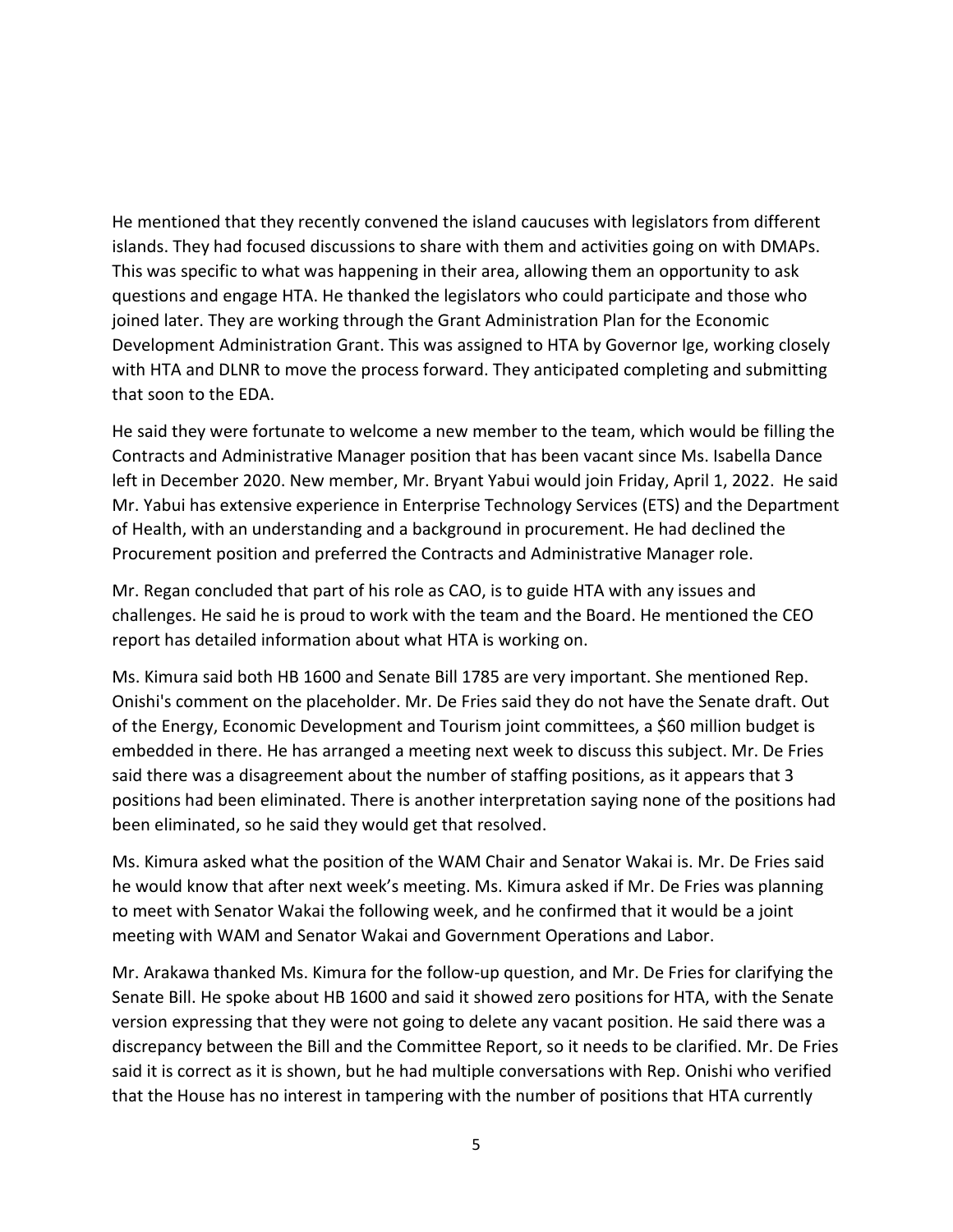He mentioned that they recently convened the island caucuses with legislators from different islands. They had focused discussions to share with them and activities going on with DMAPs. This was specific to what was happening in their area, allowing them an opportunity to ask questions and engage HTA. He thanked the legislators who could participate and those who joined later. They are working through the Grant Administration Plan for the Economic Development Administration Grant. This was assigned to HTA by Governor Ige, working closely with HTA and DLNR to move the process forward. They anticipated completing and submitting that soon to the EDA.

He said they were fortunate to welcome a new member to the team, which would be filling the Contracts and Administrative Manager position that has been vacant since Ms. Isabella Dance left in December 2020. New member, Mr. Bryant Yabui would join Friday, April 1, 2022. He said Mr. Yabui has extensive experience in Enterprise Technology Services (ETS) and the Department of Health, with an understanding and a background in procurement. He had declined the Procurement position and preferred the Contracts and Administrative Manager role.

Mr. Regan concluded that part of his role as CAO, is to guide HTA with any issues and challenges. He said he is proud to work with the team and the Board. He mentioned the CEO report has detailed information about what HTA is working on.

Ms. Kimura said both HB 1600 and Senate Bill 1785 are very important. She mentioned Rep. Onishi's comment on the placeholder. Mr. De Fries said they do not have the Senate draft. Out of the Energy, Economic Development and Tourism joint committees, a $60 million budget is embedded in there. He has arranged a meeting next week to discuss this subject. Mr. De Fries said there was a disagreement about the number of staffing positions, as it appears that 3 positions had been eliminated. There is another interpretation saying none of the positions had been eliminated, so he said they would get that resolved.

Ms. Kimura asked what the position of the WAM Chair and Senator Wakai is. Mr. De Fries said he would know that after next week's meeting. Ms. Kimura asked if Mr. De Fries was planning to meet with Senator Wakai the following week, and he confirmed that it would be a joint meeting with WAM and Senator Wakai and Government Operations and Labor.

Mr. Arakawa thanked Ms. Kimura for the follow-up question, and Mr. De Fries for clarifying the Senate Bill. He spoke about HB 1600 and said it showed zero positions for HTA, with the Senate version expressing that they were not going to delete any vacant position. He said there was a discrepancy between the Bill and the Committee Report, so it needs to be clarified. Mr. De Fries said it is correct as it is shown, but he had multiple conversations with Rep. Onishi who verified that the House has no interest in tampering with the number of positions that HTA currently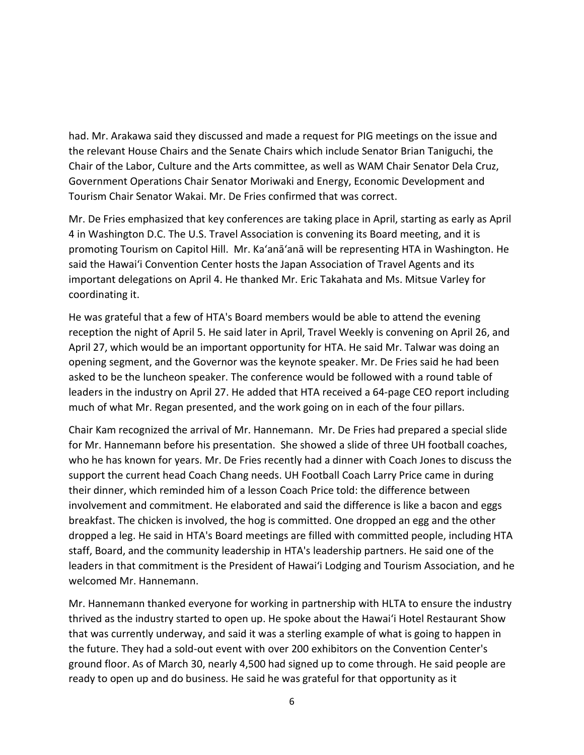had. Mr. Arakawa said they discussed and made a request for PIG meetings on the issue and the relevant House Chairs and the Senate Chairs which include Senator Brian Taniguchi, the Chair of the Labor, Culture and the Arts committee, as well as WAM Chair Senator Dela Cruz, Government Operations Chair Senator Moriwaki and Energy, Economic Development and Tourism Chair Senator Wakai. Mr. De Fries confirmed that was correct.

Mr. De Fries emphasized that key conferences are taking place in April, starting as early as April 4 in Washington D.C. The U.S. Travel Association is convening its Board meeting, and it is promoting Tourism on Capitol Hill. Mr. Ka'anā'anā will be representing HTA in Washington. He said the Hawai'i Convention Center hosts the Japan Association of Travel Agents and its important delegations on April 4. He thanked Mr. Eric Takahata and Ms. Mitsue Varley for coordinating it.

He was grateful that a few of HTA's Board members would be able to attend the evening reception the night of April 5. He said later in April, Travel Weekly is convening on April 26, and April 27, which would be an important opportunity for HTA. He said Mr. Talwar was doing an opening segment, and the Governor was the keynote speaker. Mr. De Fries said he had been asked to be the luncheon speaker. The conference would be followed with a round table of leaders in the industry on April 27. He added that HTA received a 64-page CEO report including much of what Mr. Regan presented, and the work going on in each of the four pillars.

Chair Kam recognized the arrival of Mr. Hannemann. Mr. De Fries had prepared a special slide for Mr. Hannemann before his presentation. She showed a slide of three UH football coaches, who he has known for years. Mr. De Fries recently had a dinner with Coach Jones to discuss the support the current head Coach Chang needs. UH Football Coach Larry Price came in during their dinner, which reminded him of a lesson Coach Price told: the difference between involvement and commitment. He elaborated and said the difference is like a bacon and eggs breakfast. The chicken is involved, the hog is committed. One dropped an egg and the other dropped a leg. He said in HTA's Board meetings are filled with committed people, including HTA staff, Board, and the community leadership in HTA's leadership partners. He said one of the leaders in that commitment is the President of Hawai'i Lodging and Tourism Association, and he welcomed Mr. Hannemann.

Mr. Hannemann thanked everyone for working in partnership with HLTA to ensure the industry thrived as the industry started to open up. He spoke about the Hawai'i Hotel Restaurant Show that was currently underway, and said it was a sterling example of what is going to happen in the future. They had a sold-out event with over 200 exhibitors on the Convention Center's ground floor. As of March 30, nearly 4,500 had signed up to come through. He said people are ready to open up and do business. He said he was grateful for that opportunity as it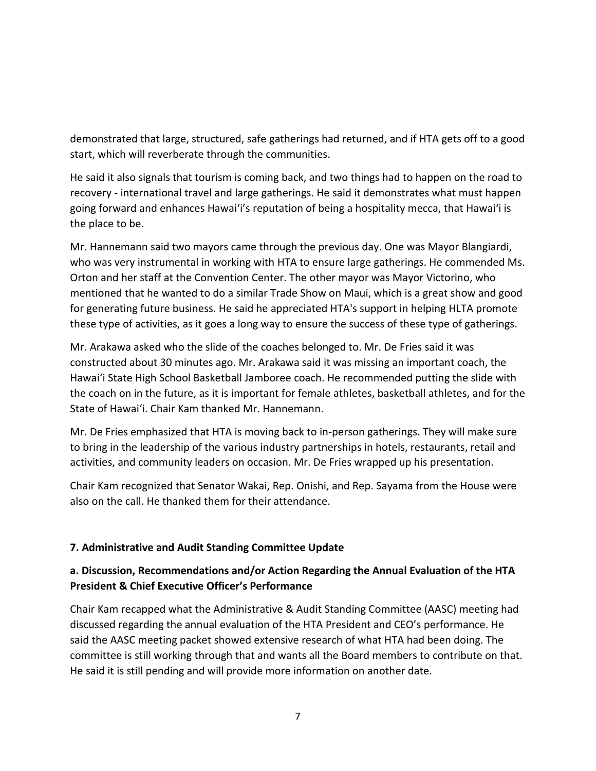demonstrated that large, structured, safe gatherings had returned, and if HTA gets off to a good start, which will reverberate through the communities.

He said it also signals that tourism is coming back, and two things had to happen on the road to recovery - international travel and large gatherings. He said it demonstrates what must happen going forward and enhances Hawaiʻi's reputation of being a hospitality mecca, that Hawaiʻi is the place to be.

Mr. Hannemann said two mayors came through the previous day. One was Mayor Blangiardi, who was very instrumental in working with HTA to ensure large gatherings. He commended Ms. Orton and her staff at the Convention Center. The other mayor was Mayor Victorino, who mentioned that he wanted to do a similar Trade Show on Maui, which is a great show and good for generating future business. He said he appreciated HTA's support in helping HLTA promote these type of activities, as it goes a long way to ensure the success of these type of gatherings.

Mr. Arakawa asked who the slide of the coaches belonged to. Mr. De Fries said it was constructed about 30 minutes ago. Mr. Arakawa said it was missing an important coach, the Hawaiʻi State High School Basketball Jamboree coach. He recommended putting the slide with the coach on in the future, as it is important for female athletes, basketball athletes, and for the State of Hawaiʻi. Chair Kam thanked Mr. Hannemann.

Mr. De Fries emphasized that HTA is moving back to in-person gatherings. They will make sure to bring in the leadership of the various industry partnerships in hotels, restaurants, retail and activities, and community leaders on occasion. Mr. De Fries wrapped up his presentation.

Chair Kam recognized that Senator Wakai, Rep. Onishi, and Rep. Sayama from the House were also on the call. He thanked them for their attendance.

### 7. Administrative and Audit Standing Committee Update

#### a. Discussion, Recommendations and/or Action Regarding the Annual Evaluation of the HTA President & Chief Executive Officer's Performance

Chair Kam recapped what the Administrative & Audit Standing Committee (AASC) meeting had discussed regarding the annual evaluation of the HTA President and CEO's performance. He said the AASC meeting packet showed extensive research of what HTA had been doing. The committee is still working through that and wants all the Board members to contribute on that. He said it is still pending and will provide more information on another date.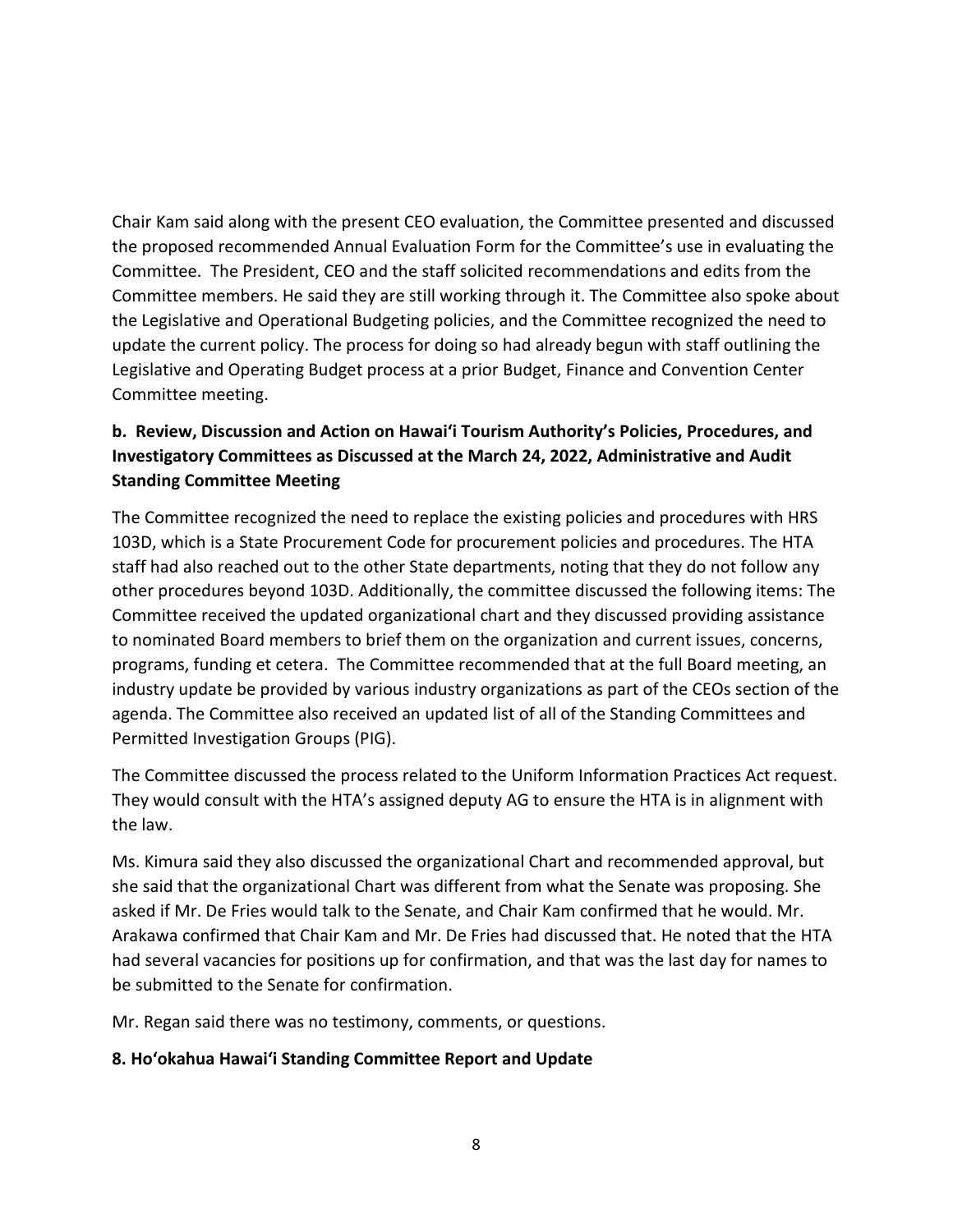Chair Kam said along with the present CEO evaluation, the Committee presented and discussed the proposed recommended Annual Evaluation Form for the Committee's use in evaluating the Committee. The President, CEO and the staff solicited recommendations and edits from the Committee members. He said they are still working through it. The Committee also spoke about the Legislative and Operational Budgeting policies, and the Committee recognized the need to update the current policy. The process for doing so had already begun with staff outlining the Legislative and Operating Budget process at a prior Budget, Finance and Convention Center Committee meeting.

**b. Review, Discussion and Action on Hawai'i Tourism Authority's Policies, Procedures, and Investigatory Committees as Discussed at the March 24, 2022, Administrative and Audit Standing Committee Meeting**

The Committee recognized the need to replace the existing policies and procedures with HRS 103D, which is a State Procurement Code for procurement policies and procedures. The HTA staff had also reached out to the other State departments, noting that they do not follow any other procedures beyond 103D. Additionally, the committee discussed the following items: The Committee received the updated organizational chart and they discussed providing assistance to nominated Board members to brief them on the organization and current issues, concerns, programs, funding et cetera. The Committee recommended that at the full Board meeting, an industry update be provided by various industry organizations as part of the CEOs section of the agenda. The Committee also received an updated list of all of the Standing Committees and Permitted Investigation Groups (PIG).

The Committee discussed the process related to the Uniform Information Practices Act request. They would consult with the HTA's assigned deputy AG to ensure the HTA is in alignment with the law.

Ms. Kimura said they also discussed the organizational Chart and recommended approval, but she said that the organizational Chart was different from what the Senate was proposing. She asked if Mr. De Fries would talk to the Senate, and Chair Kam confirmed that he would. Mr. Arakawa confirmed that Chair Kam and Mr. De Fries had discussed that. He noted that the HTA had several vacancies for positions up for confirmation, and that was the last day for names to be submitted to the Senate for confirmation.

Mr. Regan said there was no testimony, comments, or questions.

**8. Ho'okahua Hawai'i Standing Committee Report and Update**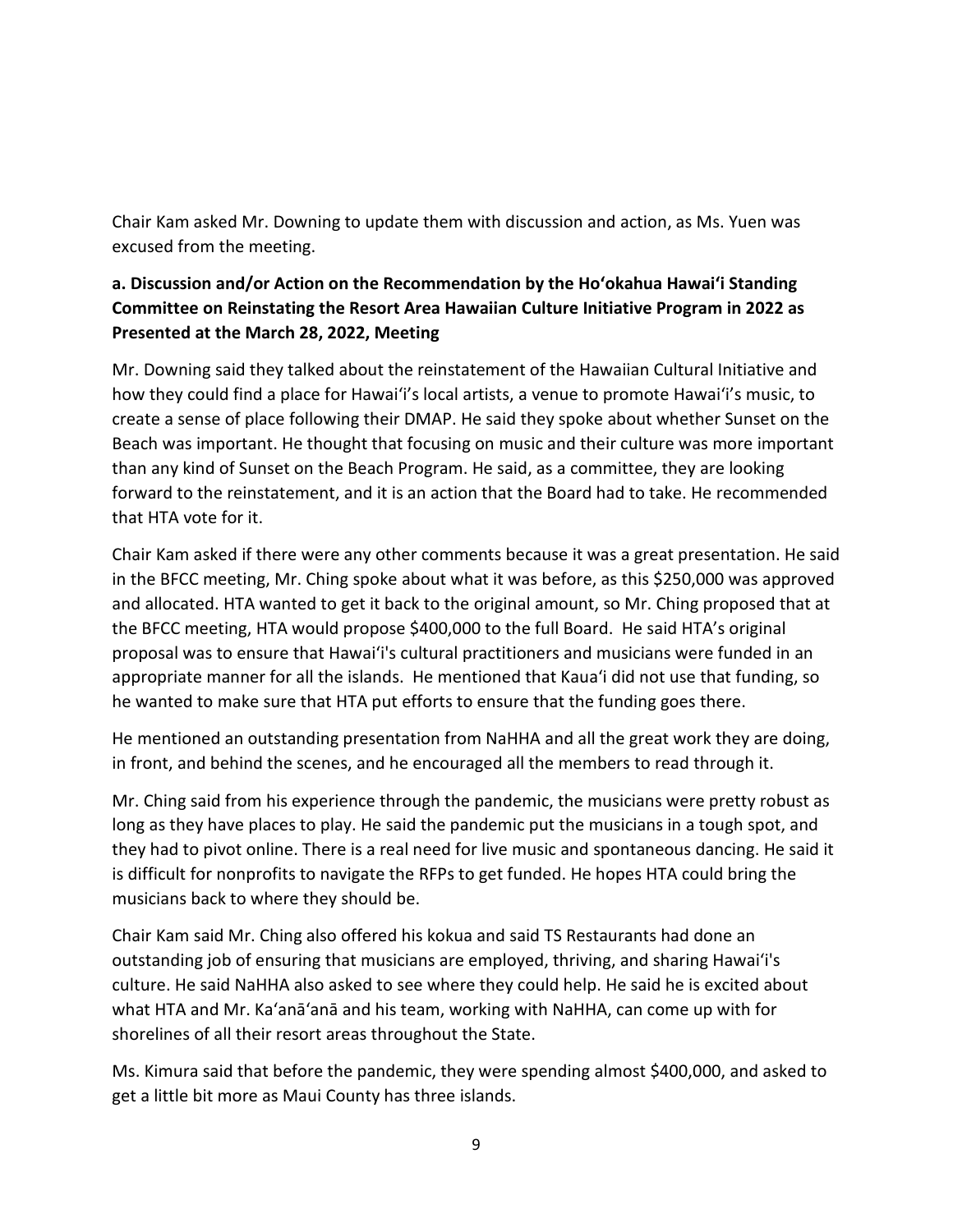Chair Kam asked Mr. Downing to update them with discussion and action, as Ms. Yuen was excused from the meeting.

**a. Discussion and/or Action on the Recommendation by the Hoʻokahua Hawaiʻi Standing Committee on Reinstating the Resort Area Hawaiian Culture Initiative Program in 2022 as Presented at the March 28, 2022, Meeting**

Mr. Downing said they talked about the reinstatement of the Hawaiian Cultural Initiative and how they could find a place for Hawaiʻi's local artists, a venue to promote Hawaiʻi's music, to create a sense of place following their DMAP. He said they spoke about whether Sunset on the Beach was important. He thought that focusing on music and their culture was more important than any kind of Sunset on the Beach Program. He said, as a committee, they are looking forward to the reinstatement, and it is an action that the Board had to take. He recommended that HTA vote for it.

Chair Kam asked if there were any other comments because it was a great presentation. He said in the BFCC meeting, Mr. Ching spoke about what it was before, as this $250,000 was approved and allocated. HTA wanted to get it back to the original amount, so Mr. Ching proposed that at the BFCC meeting, HTA would propose $400,000 to the full Board. He said HTA's original proposal was to ensure that Hawaiʻi's cultural practitioners and musicians were funded in an appropriate manner for all the islands. He mentioned that Kauaʻi did not use that funding, so he wanted to make sure that HTA put efforts to ensure that the funding goes there.

He mentioned an outstanding presentation from NaHHA and all the great work they are doing, in front, and behind the scenes, and he encouraged all the members to read through it.

Mr. Ching said from his experience through the pandemic, the musicians were pretty robust as long as they have places to play. He said the pandemic put the musicians in a tough spot, and they had to pivot online. There is a real need for live music and spontaneous dancing. He said it is difficult for nonprofits to navigate the RFPs to get funded. He hopes HTA could bring the musicians back to where they should be.

Chair Kam said Mr. Ching also offered his kokua and said TS Restaurants had done an outstanding job of ensuring that musicians are employed, thriving, and sharing Hawaiʻi's culture. He said NaHHA also asked to see where they could help. He said he is excited about what HTA and Mr. Kaʻanāʻanā and his team, working with NaHHA, can come up with for shorelines of all their resort areas throughout the State.

Ms. Kimura said that before the pandemic, they were spending almost $400,000, and asked to get a little bit more as Maui County has three islands.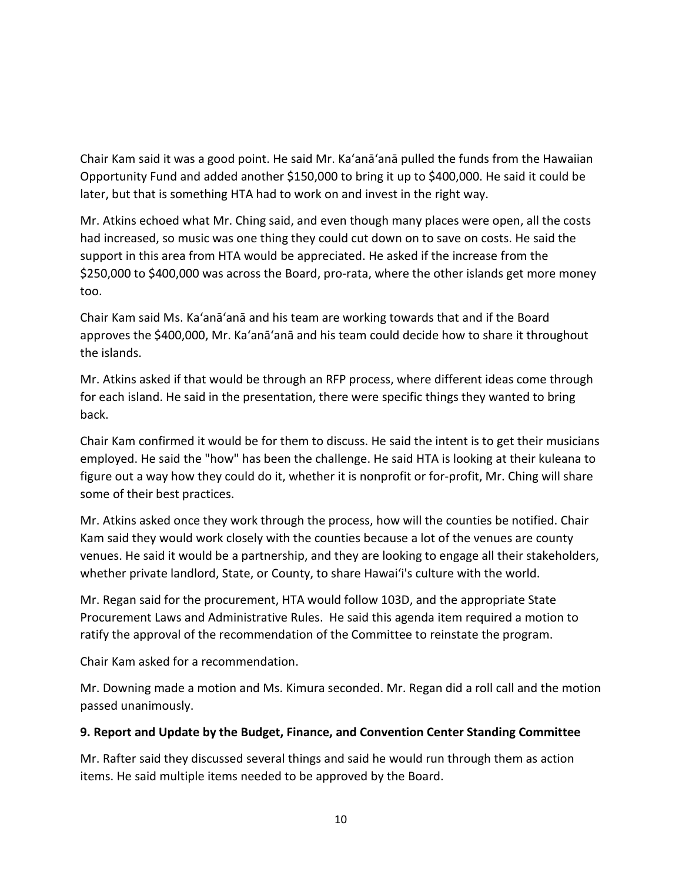Chair Kam said it was a good point. He said Mr. Kaʻanāʻanā pulled the funds from the Hawaiian Opportunity Fund and added another $150,000 to bring it up to $400,000. He said it could be later, but that is something HTA had to work on and invest in the right way.

Mr. Atkins echoed what Mr. Ching said, and even though many places were open, all the costs had increased, so music was one thing they could cut down on to save on costs. He said the support in this area from HTA would be appreciated. He asked if the increase from the $250,000 to $400,000 was across the Board, pro-rata, where the other islands get more money too.

Chair Kam said Ms. Kaʻanāʻanā and his team are working towards that and if the Board approves the $400,000, Mr. Kaʻanāʻanā and his team could decide how to share it throughout the islands.

Mr. Atkins asked if that would be through an RFP process, where different ideas come through for each island. He said in the presentation, there were specific things they wanted to bring back.

Chair Kam confirmed it would be for them to discuss. He said the intent is to get their musicians employed. He said the "how" has been the challenge. He said HTA is looking at their kuleana to figure out a way how they could do it, whether it is nonprofit or for-profit, Mr. Ching will share some of their best practices.

Mr. Atkins asked once they work through the process, how will the counties be notified. Chair Kam said they would work closely with the counties because a lot of the venues are county venues. He said it would be a partnership, and they are looking to engage all their stakeholders, whether private landlord, State, or County, to share Hawaiʻi's culture with the world.

Mr. Regan said for the procurement, HTA would follow 103D, and the appropriate State Procurement Laws and Administrative Rules. He said this agenda item required a motion to ratify the approval of the recommendation of the Committee to reinstate the program.

Chair Kam asked for a recommendation.

Mr. Downing made a motion and Ms. Kimura seconded. Mr. Regan did a roll call and the motion passed unanimously.

**9. Report and Update by the Budget, Finance, and Convention Center Standing Committee**

Mr. Rafter said they discussed several things and said he would run through them as action items. He said multiple items needed to be approved by the Board.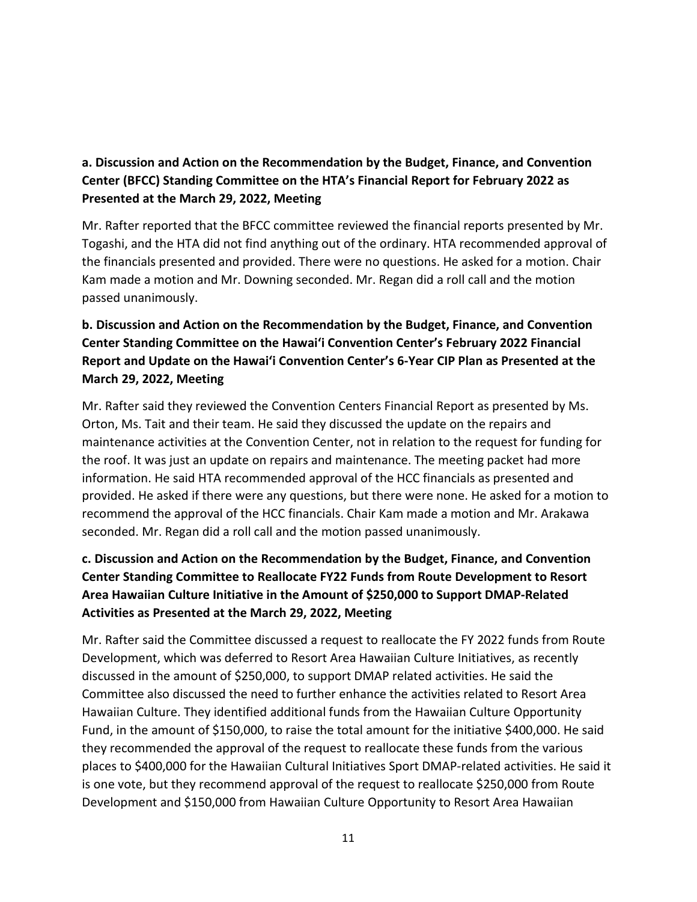**a. Discussion and Action on the Recommendation by the Budget, Finance, and Convention Center (BFCC) Standing Committee on the HTA's Financial Report for February 2022 as Presented at the March 29, 2022, Meeting**

Mr. Rafter reported that the BFCC committee reviewed the financial reports presented by Mr. Togashi, and the HTA did not find anything out of the ordinary. HTA recommended approval of the financials presented and provided. There were no questions. He asked for a motion. Chair Kam made a motion and Mr. Downing seconded. Mr. Regan did a roll call and the motion passed unanimously.

**b. Discussion and Action on the Recommendation by the Budget, Finance, and Convention Center Standing Committee on the Hawai'i Convention Center's February 2022 Financial Report and Update on the Hawai'i Convention Center's 6-Year CIP Plan as Presented at the March 29, 2022, Meeting**

Mr. Rafter said they reviewed the Convention Centers Financial Report as presented by Ms. Orton, Ms. Tait and their team. He said they discussed the update on the repairs and maintenance activities at the Convention Center, not in relation to the request for funding for the roof. It was just an update on repairs and maintenance. The meeting packet had more information. He said HTA recommended approval of the HCC financials as presented and provided. He asked if there were any questions, but there were none. He asked for a motion to recommend the approval of the HCC financials. Chair Kam made a motion and Mr. Arakawa seconded. Mr. Regan did a roll call and the motion passed unanimously.

**c. Discussion and Action on the Recommendation by the Budget, Finance, and Convention Center Standing Committee to Reallocate FY22 Funds from Route Development to Resort Area Hawaiian Culture Initiative in the Amount of $250,000 to Support DMAP-Related Activities as Presented at the March 29, 2022, Meeting**

Mr. Rafter said the Committee discussed a request to reallocate the FY 2022 funds from Route Development, which was deferred to Resort Area Hawaiian Culture Initiatives, as recently discussed in the amount of $250,000, to support DMAP related activities. He said the Committee also discussed the need to further enhance the activities related to Resort Area Hawaiian Culture. They identified additional funds from the Hawaiian Culture Opportunity Fund, in the amount of $150,000, to raise the total amount for the initiative $400,000. He said they recommended the approval of the request to reallocate these funds from the various places to $400,000 for the Hawaiian Cultural Initiatives Sport DMAP-related activities. He said it is one vote, but they recommend approval of the request to reallocate $250,000 from Route Development and $150,000 from Hawaiian Culture Opportunity to Resort Area Hawaiian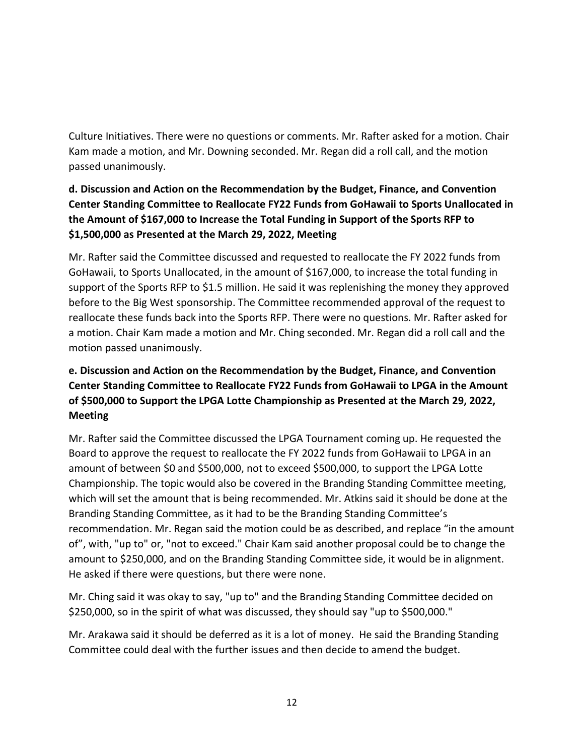Culture Initiatives. There were no questions or comments. Mr. Rafter asked for a motion. Chair Kam made a motion, and Mr. Downing seconded. Mr. Regan did a roll call, and the motion passed unanimously.

**d. Discussion and Action on the Recommendation by the Budget, Finance, and Convention Center Standing Committee to Reallocate FY22 Funds from GoHawaii to Sports Unallocated in the Amount of $167,000 to Increase the Total Funding in Support of the Sports RFP to $1,500,000 as Presented at the March 29, 2022, Meeting**

Mr. Rafter said the Committee discussed and requested to reallocate the FY 2022 funds from GoHawaii, to Sports Unallocated, in the amount of $167,000, to increase the total funding in support of the Sports RFP to $1.5 million. He said it was replenishing the money they approved before to the Big West sponsorship. The Committee recommended approval of the request to reallocate these funds back into the Sports RFP. There were no questions. Mr. Rafter asked for a motion. Chair Kam made a motion and Mr. Ching seconded. Mr. Regan did a roll call and the motion passed unanimously.

**e. Discussion and Action on the Recommendation by the Budget, Finance, and Convention Center Standing Committee to Reallocate FY22 Funds from GoHawaii to LPGA in the Amount of $500,000 to Support the LPGA Lotte Championship as Presented at the March 29, 2022, Meeting**

Mr. Rafter said the Committee discussed the LPGA Tournament coming up. He requested the Board to approve the request to reallocate the FY 2022 funds from GoHawaii to LPGA in an amount of between $0 and $500,000, not to exceed $500,000, to support the LPGA Lotte Championship. The topic would also be covered in the Branding Standing Committee meeting, which will set the amount that is being recommended. Mr. Atkins said it should be done at the Branding Standing Committee, as it had to be the Branding Standing Committee's recommendation. Mr. Regan said the motion could be as described, and replace "in the amount of", with, "up to" or, "not to exceed." Chair Kam said another proposal could be to change the amount to $250,000, and on the Branding Standing Committee side, it would be in alignment. He asked if there were questions, but there were none.

Mr. Ching said it was okay to say, "up to" and the Branding Standing Committee decided on $250,000, so in the spirit of what was discussed, they should say "up to $500,000."

Mr. Arakawa said it should be deferred as it is a lot of money. He said the Branding Standing Committee could deal with the further issues and then decide to amend the budget.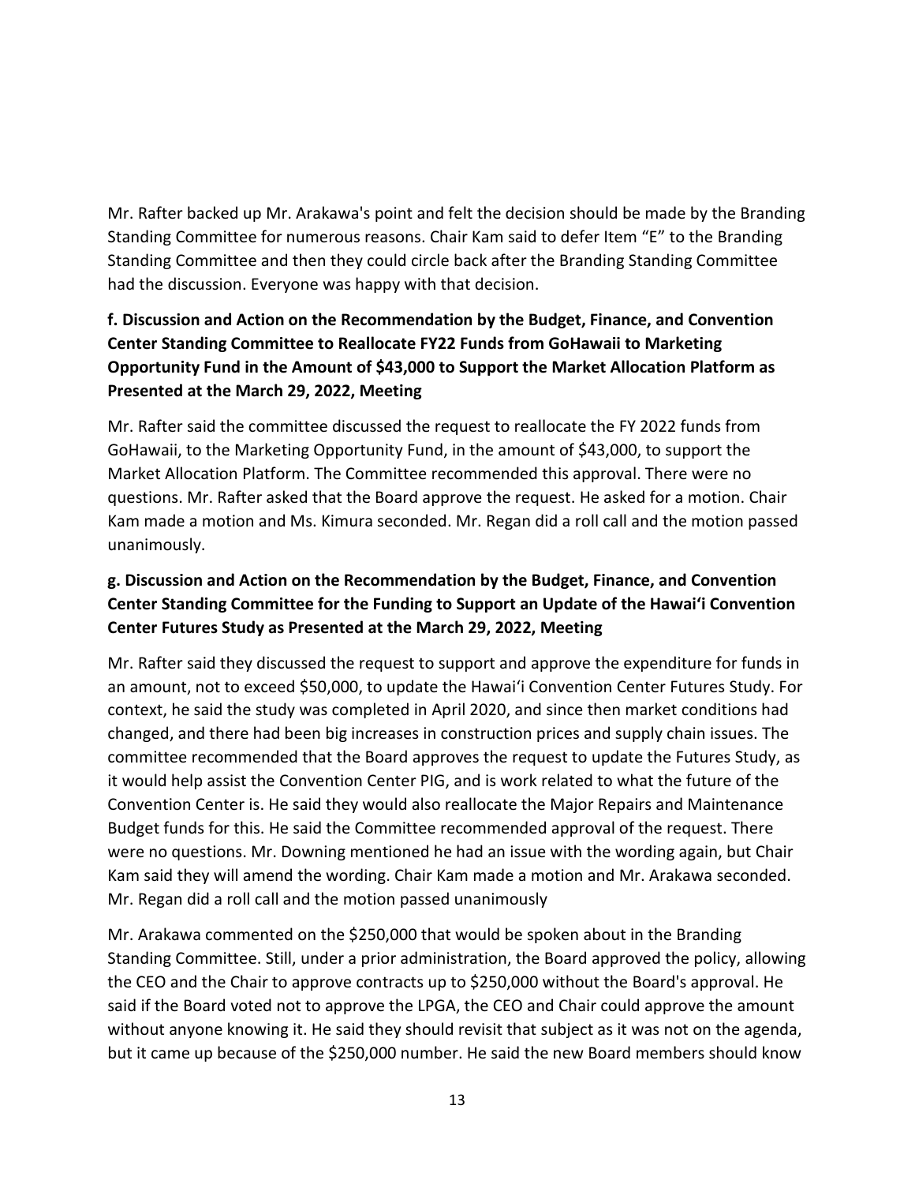Mr. Rafter backed up Mr. Arakawa's point and felt the decision should be made by the Branding Standing Committee for numerous reasons. Chair Kam said to defer Item "E" to the Branding Standing Committee and then they could circle back after the Branding Standing Committee had the discussion. Everyone was happy with that decision.

**f. Discussion and Action on the Recommendation by the Budget, Finance, and Convention Center Standing Committee to Reallocate FY22 Funds from GoHawaii to Marketing Opportunity Fund in the Amount of $43,000 to Support the Market Allocation Platform as Presented at the March 29, 2022, Meeting**

Mr. Rafter said the committee discussed the request to reallocate the FY 2022 funds from GoHawaii, to the Marketing Opportunity Fund, in the amount of $43,000, to support the Market Allocation Platform. The Committee recommended this approval. There were no questions. Mr. Rafter asked that the Board approve the request. He asked for a motion. Chair Kam made a motion and Ms. Kimura seconded. Mr. Regan did a roll call and the motion passed unanimously.

**g. Discussion and Action on the Recommendation by the Budget, Finance, and Convention Center Standing Committee for the Funding to Support an Update of the Hawaiʻi Convention Center Futures Study as Presented at the March 29, 2022, Meeting**

Mr. Rafter said they discussed the request to support and approve the expenditure for funds in an amount, not to exceed $50,000, to update the Hawaiʻi Convention Center Futures Study. For context, he said the study was completed in April 2020, and since then market conditions had changed, and there had been big increases in construction prices and supply chain issues. The committee recommended that the Board approves the request to update the Futures Study, as it would help assist the Convention Center PIG, and is work related to what the future of the Convention Center is. He said they would also reallocate the Major Repairs and Maintenance Budget funds for this. He said the Committee recommended approval of the request. There were no questions. Mr. Downing mentioned he had an issue with the wording again, but Chair Kam said they will amend the wording. Chair Kam made a motion and Mr. Arakawa seconded. Mr. Regan did a roll call and the motion passed unanimously

Mr. Arakawa commented on the $250,000 that would be spoken about in the Branding Standing Committee. Still, under a prior administration, the Board approved the policy, allowing the CEO and the Chair to approve contracts up to $250,000 without the Board's approval. He said if the Board voted not to approve the LPGA, the CEO and Chair could approve the amount without anyone knowing it. He said they should revisit that subject as it was not on the agenda, but it came up because of the $250,000 number. He said the new Board members should know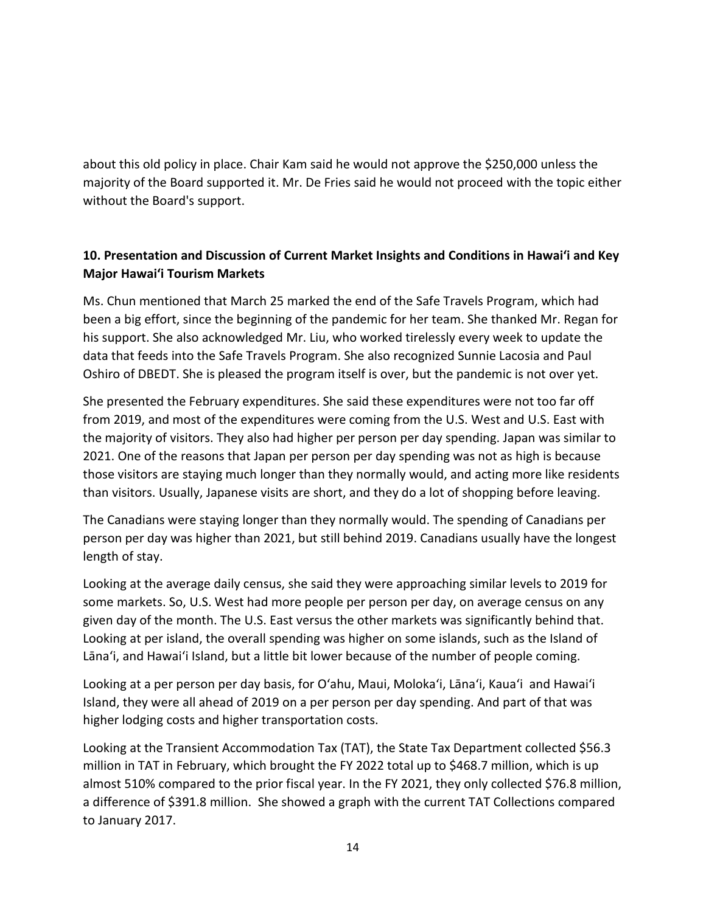about this old policy in place. Chair Kam said he would not approve the $250,000 unless the majority of the Board supported it. Mr. De Fries said he would not proceed with the topic either without the Board's support.

## 10. Presentation and Discussion of Current Market Insights and Conditions in Hawai'i and Key Major Hawai'i Tourism Markets

Ms. Chun mentioned that March 25 marked the end of the Safe Travels Program, which had been a big effort, since the beginning of the pandemic for her team. She thanked Mr. Regan for his support. She also acknowledged Mr. Liu, who worked tirelessly every week to update the data that feeds into the Safe Travels Program. She also recognized Sunnie Lacosia and Paul Oshiro of DBEDT. She is pleased the program itself is over, but the pandemic is not over yet.

She presented the February expenditures. She said these expenditures were not too far off from 2019, and most of the expenditures were coming from the U.S. West and U.S. East with the majority of visitors. They also had higher per person per day spending. Japan was similar to 2021. One of the reasons that Japan per person per day spending was not as high is because those visitors are staying much longer than they normally would, and acting more like residents than visitors. Usually, Japanese visits are short, and they do a lot of shopping before leaving.

The Canadians were staying longer than they normally would. The spending of Canadians per person per day was higher than 2021, but still behind 2019. Canadians usually have the longest length of stay.

Looking at the average daily census, she said they were approaching similar levels to 2019 for some markets. So, U.S. West had more people per person per day, on average census on any given day of the month. The U.S. East versus the other markets was significantly behind that. Looking at per island, the overall spending was higher on some islands, such as the Island of Lāna'i, and Hawai'i Island, but a little bit lower because of the number of people coming.

Looking at a per person per day basis, for O'ahu, Maui, Moloka'i, Lāna'i, Kaua'i and Hawai'i Island, they were all ahead of 2019 on a per person per day spending. And part of that was higher lodging costs and higher transportation costs.

Looking at the Transient Accommodation Tax (TAT), the State Tax Department collected $56.3 million in TAT in February, which brought the FY 2022 total up to $468.7 million, which is up almost 510% compared to the prior fiscal year. In the FY 2021, they only collected $76.8 million, a difference of $391.8 million. She showed a graph with the current TAT Collections compared to January 2017.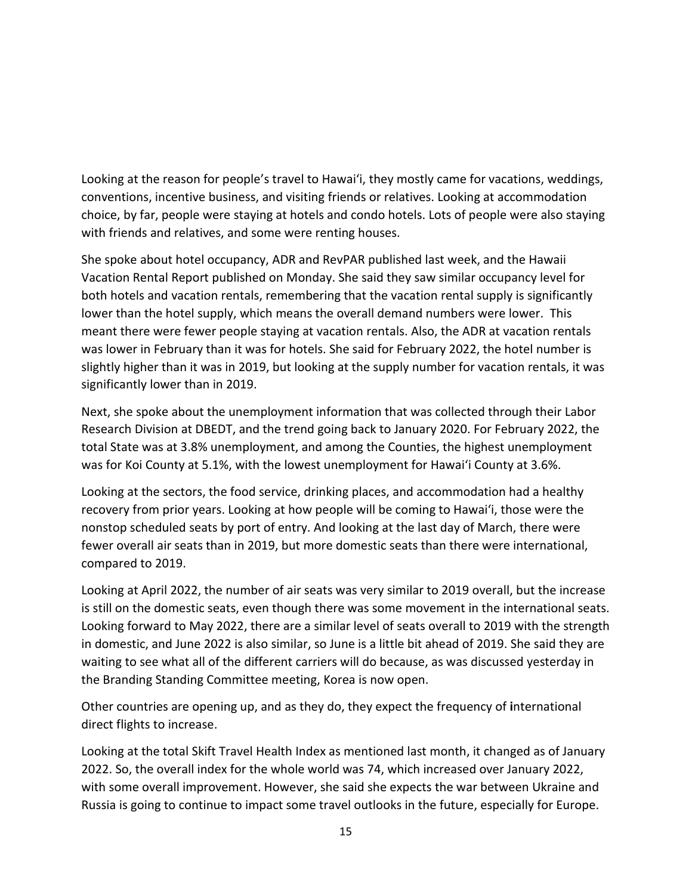Looking at the reason for people's travel to Hawai'i, they mostly came for vacations, weddings, conventions, incentive business, and visiting friends or relatives. Looking at accommodation choice, by far, people were staying at hotels and condo hotels. Lots of people were also staying with friends and relatives, and some were renting houses.

She spoke about hotel occupancy, ADR and RevPAR published last week, and the Hawaii Vacation Rental Report published on Monday. She said they saw similar occupancy level for both hotels and vacation rentals, remembering that the vacation rental supply is significantly lower than the hotel supply, which means the overall demand numbers were lower. This meant there were fewer people staying at vacation rentals. Also, the ADR at vacation rentals was lower in February than it was for hotels. She said for February 2022, the hotel number is slightly higher than it was in 2019, but looking at the supply number for vacation rentals, it was significantly lower than in 2019.

Next, she spoke about the unemployment information that was collected through their Labor Research Division at DBEDT, and the trend going back to January 2020. For February 2022, the total State was at 3.8% unemployment, and among the Counties, the highest unemployment was for Koi County at 5.1%, with the lowest unemployment for Hawai'i County at 3.6%.

Looking at the sectors, the food service, drinking places, and accommodation had a healthy recovery from prior years. Looking at how people will be coming to Hawai'i, those were the nonstop scheduled seats by port of entry. And looking at the last day of March, there were fewer overall air seats than in 2019, but more domestic seats than there were international, compared to 2019.

Looking at April 2022, the number of air seats was very similar to 2019 overall, but the increase is still on the domestic seats, even though there was some movement in the international seats. Looking forward to May 2022, there are a similar level of seats overall to 2019 with the strength in domestic, and June 2022 is also similar, so June is a little bit ahead of 2019. She said they are waiting to see what all of the different carriers will do because, as was discussed yesterday in the Branding Standing Committee meeting, Korea is now open.

Other countries are opening up, and as they do, they expect the frequency of international direct flights to increase.

Looking at the total Skift Travel Health Index as mentioned last month, it changed as of January 2022. So, the overall index for the whole world was 74, which increased over January 2022, with some overall improvement. However, she said she expects the war between Ukraine and Russia is going to continue to impact some travel outlooks in the future, especially for Europe.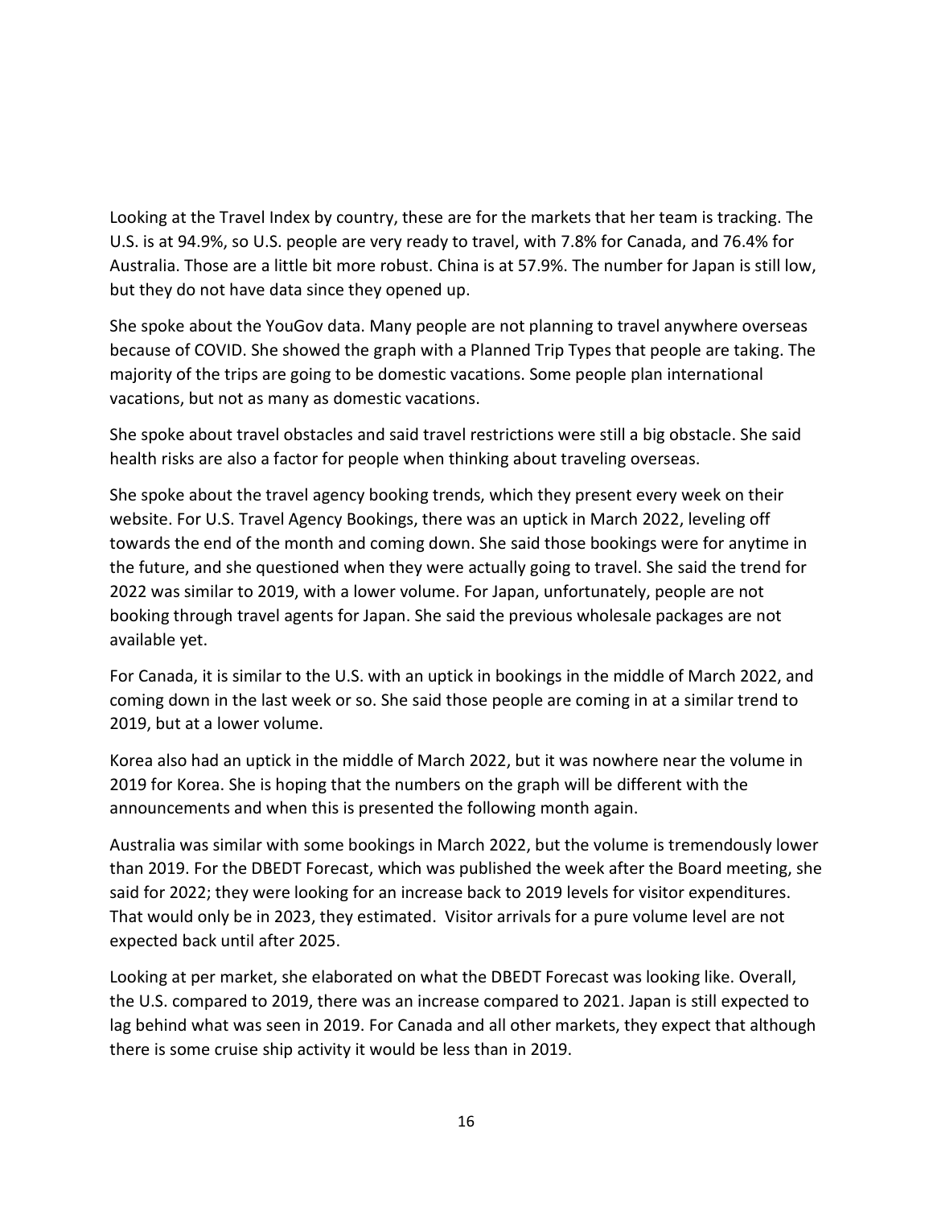Looking at the Travel Index by country, these are for the markets that her team is tracking. The U.S. is at 94.9%, so U.S. people are very ready to travel, with 7.8% for Canada, and 76.4% for Australia. Those are a little bit more robust. China is at 57.9%. The number for Japan is still low, but they do not have data since they opened up.

She spoke about the YouGov data. Many people are not planning to travel anywhere overseas because of COVID. She showed the graph with a Planned Trip Types that people are taking. The majority of the trips are going to be domestic vacations. Some people plan international vacations, but not as many as domestic vacations.

She spoke about travel obstacles and said travel restrictions were still a big obstacle. She said health risks are also a factor for people when thinking about traveling overseas.

She spoke about the travel agency booking trends, which they present every week on their website. For U.S. Travel Agency Bookings, there was an uptick in March 2022, leveling off towards the end of the month and coming down. She said those bookings were for anytime in the future, and she questioned when they were actually going to travel. She said the trend for 2022 was similar to 2019, with a lower volume. For Japan, unfortunately, people are not booking through travel agents for Japan. She said the previous wholesale packages are not available yet.

For Canada, it is similar to the U.S. with an uptick in bookings in the middle of March 2022, and coming down in the last week or so. She said those people are coming in at a similar trend to 2019, but at a lower volume.

Korea also had an uptick in the middle of March 2022, but it was nowhere near the volume in 2019 for Korea. She is hoping that the numbers on the graph will be different with the announcements and when this is presented the following month again.

Australia was similar with some bookings in March 2022, but the volume is tremendously lower than 2019. For the DBEDT Forecast, which was published the week after the Board meeting, she said for 2022; they were looking for an increase back to 2019 levels for visitor expenditures. That would only be in 2023, they estimated. Visitor arrivals for a pure volume level are not expected back until after 2025.

Looking at per market, she elaborated on what the DBEDT Forecast was looking like. Overall, the U.S. compared to 2019, there was an increase compared to 2021. Japan is still expected to lag behind what was seen in 2019. For Canada and all other markets, they expect that although there is some cruise ship activity it would be less than in 2019.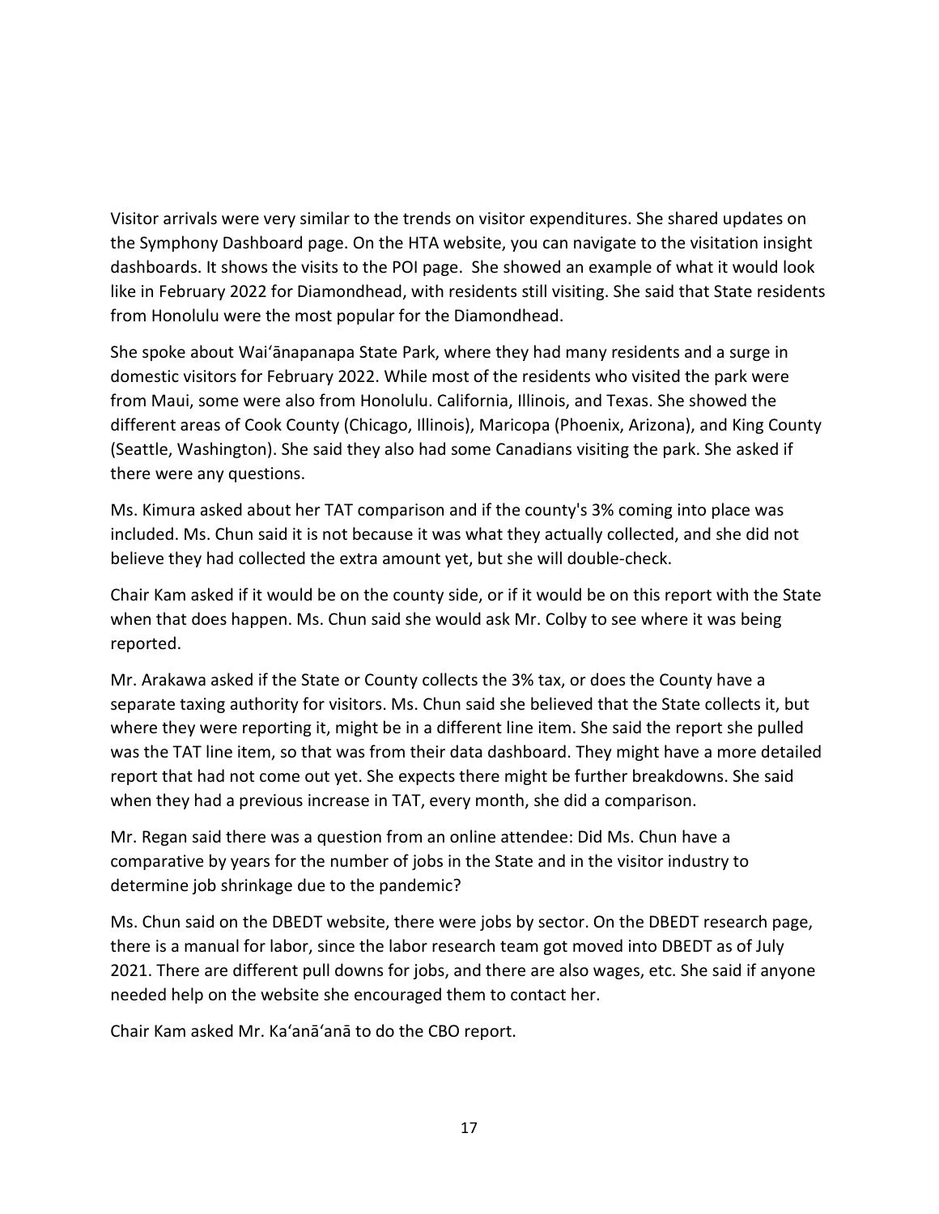Visitor arrivals were very similar to the trends on visitor expenditures. She shared updates on the Symphony Dashboard page. On the HTA website, you can navigate to the visitation insight dashboards. It shows the visits to the POI page.  She showed an example of what it would look like in February 2022 for Diamondhead, with residents still visiting. She said that State residents from Honolulu were the most popular for the Diamondhead.

She spoke about Waiʻānapanapa State Park, where they had many residents and a surge in domestic visitors for February 2022. While most of the residents who visited the park were from Maui, some were also from Honolulu. California, Illinois, and Texas. She showed the different areas of Cook County (Chicago, Illinois), Maricopa (Phoenix, Arizona), and King County (Seattle, Washington). She said they also had some Canadians visiting the park. She asked if there were any questions.

Ms. Kimura asked about her TAT comparison and if the county's 3% coming into place was included. Ms. Chun said it is not because it was what they actually collected, and she did not believe they had collected the extra amount yet, but she will double-check.

Chair Kam asked if it would be on the county side, or if it would be on this report with the State when that does happen. Ms. Chun said she would ask Mr. Colby to see where it was being reported.

Mr. Arakawa asked if the State or County collects the 3% tax, or does the County have a separate taxing authority for visitors. Ms. Chun said she believed that the State collects it, but where they were reporting it, might be in a different line item. She said the report she pulled was the TAT line item, so that was from their data dashboard. They might have a more detailed report that had not come out yet. She expects there might be further breakdowns. She said when they had a previous increase in TAT, every month, she did a comparison.

Mr. Regan said there was a question from an online attendee: Did Ms. Chun have a comparative by years for the number of jobs in the State and in the visitor industry to determine job shrinkage due to the pandemic?

Ms. Chun said on the DBEDT website, there were jobs by sector. On the DBEDT research page, there is a manual for labor, since the labor research team got moved into DBEDT as of July 2021. There are different pull downs for jobs, and there are also wages, etc. She said if anyone needed help on the website she encouraged them to contact her.

Chair Kam asked Mr. Kaʻanāʻanā to do the CBO report.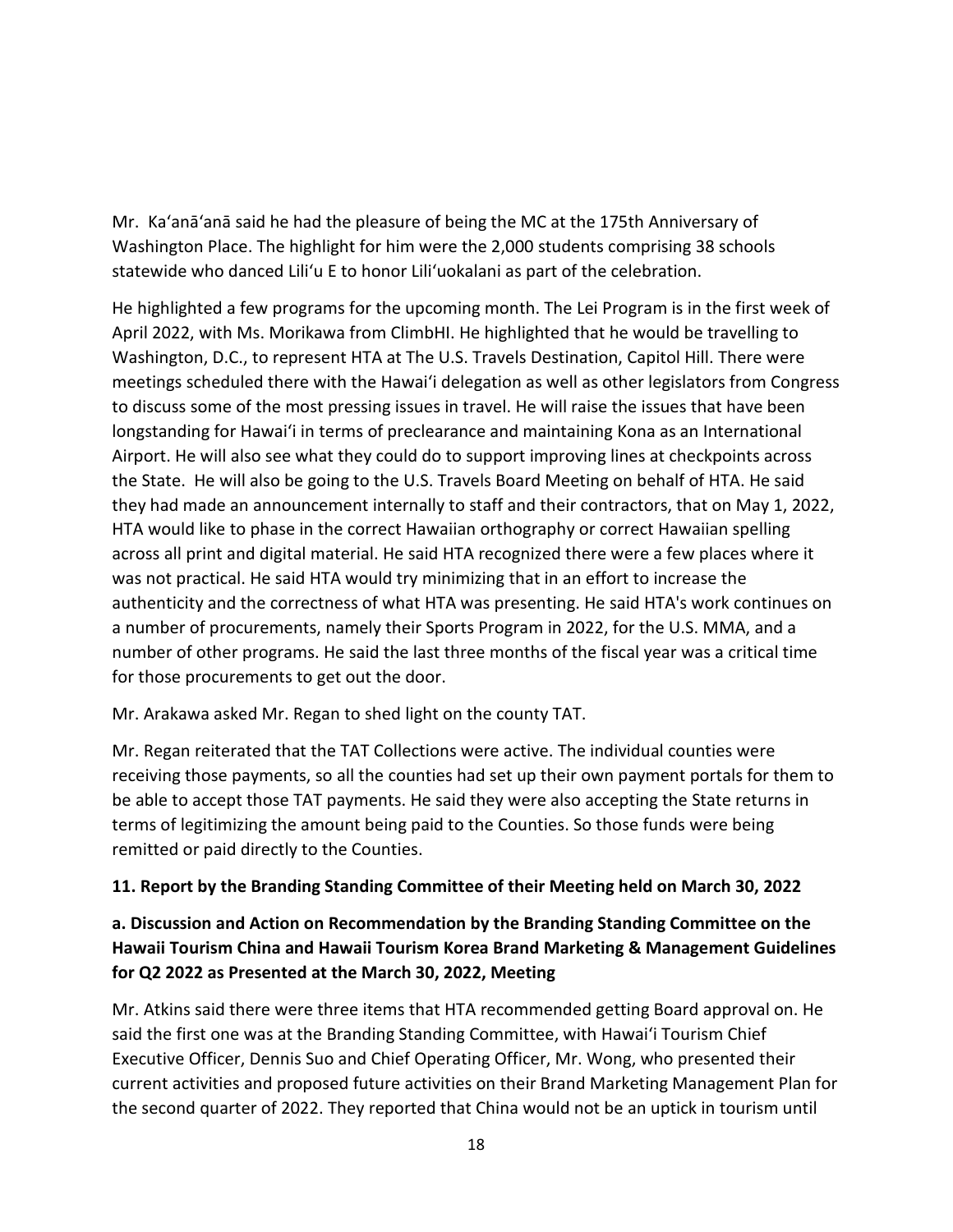Mr.  Ka'anā'anā said he had the pleasure of being the MC at the 175th Anniversary of Washington Place. The highlight for him were the 2,000 students comprising 38 schools statewide who danced Lili'u E to honor Lili'uokalani as part of the celebration.

He highlighted a few programs for the upcoming month. The Lei Program is in the first week of April 2022, with Ms. Morikawa from ClimbHI. He highlighted that he would be travelling to Washington, D.C., to represent HTA at The U.S. Travels Destination, Capitol Hill. There were meetings scheduled there with the Hawai'i delegation as well as other legislators from Congress to discuss some of the most pressing issues in travel. He will raise the issues that have been longstanding for Hawai'i in terms of preclearance and maintaining Kona as an International Airport. He will also see what they could do to support improving lines at checkpoints across the State.  He will also be going to the U.S. Travels Board Meeting on behalf of HTA. He said they had made an announcement internally to staff and their contractors, that on May 1, 2022, HTA would like to phase in the correct Hawaiian orthography or correct Hawaiian spelling across all print and digital material. He said HTA recognized there were a few places where it was not practical. He said HTA would try minimizing that in an effort to increase the authenticity and the correctness of what HTA was presenting. He said HTA's work continues on a number of procurements, namely their Sports Program in 2022, for the U.S. MMA, and a number of other programs. He said the last three months of the fiscal year was a critical time for those procurements to get out the door.

Mr. Arakawa asked Mr. Regan to shed light on the county TAT.

Mr. Regan reiterated that the TAT Collections were active. The individual counties were receiving those payments, so all the counties had set up their own payment portals for them to be able to accept those TAT payments. He said they were also accepting the State returns in terms of legitimizing the amount being paid to the Counties. So those funds were being remitted or paid directly to the Counties.

**11. Report by the Branding Standing Committee of their Meeting held on March 30, 2022**

**a. Discussion and Action on Recommendation by the Branding Standing Committee on the Hawaii Tourism China and Hawaii Tourism Korea Brand Marketing & Management Guidelines for Q2 2022 as Presented at the March 30, 2022, Meeting**

Mr. Atkins said there were three items that HTA recommended getting Board approval on. He said the first one was at the Branding Standing Committee, with Hawai'i Tourism Chief Executive Officer, Dennis Suo and Chief Operating Officer, Mr. Wong, who presented their current activities and proposed future activities on their Brand Marketing Management Plan for the second quarter of 2022. They reported that China would not be an uptick in tourism until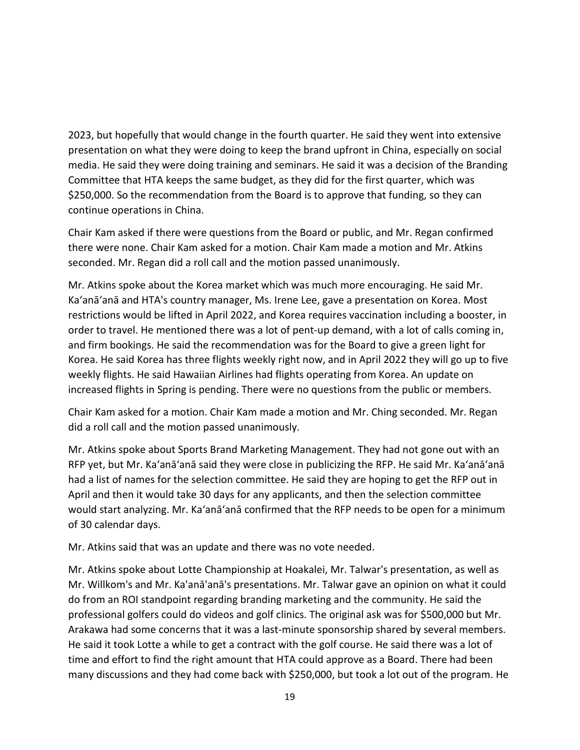2023, but hopefully that would change in the fourth quarter. He said they went into extensive presentation on what they were doing to keep the brand upfront in China, especially on social media. He said they were doing training and seminars. He said it was a decision of the Branding Committee that HTA keeps the same budget, as they did for the first quarter, which was $250,000. So the recommendation from the Board is to approve that funding, so they can continue operations in China.

Chair Kam asked if there were questions from the Board or public, and Mr. Regan confirmed there were none. Chair Kam asked for a motion. Chair Kam made a motion and Mr. Atkins seconded. Mr. Regan did a roll call and the motion passed unanimously.

Mr. Atkins spoke about the Korea market which was much more encouraging. He said Mr. Kaʻanāʻanā and HTA's country manager, Ms. Irene Lee, gave a presentation on Korea. Most restrictions would be lifted in April 2022, and Korea requires vaccination including a booster, in order to travel. He mentioned there was a lot of pent-up demand, with a lot of calls coming in, and firm bookings. He said the recommendation was for the Board to give a green light for Korea. He said Korea has three flights weekly right now, and in April 2022 they will go up to five weekly flights. He said Hawaiian Airlines had flights operating from Korea. An update on increased flights in Spring is pending. There were no questions from the public or members.

Chair Kam asked for a motion. Chair Kam made a motion and Mr. Ching seconded. Mr. Regan did a roll call and the motion passed unanimously.

Mr. Atkins spoke about Sports Brand Marketing Management. They had not gone out with an RFP yet, but Mr. Kaʻanāʻanā said they were close in publicizing the RFP. He said Mr. Kaʻanāʻanā had a list of names for the selection committee. He said they are hoping to get the RFP out in April and then it would take 30 days for any applicants, and then the selection committee would start analyzing. Mr. Kaʻanāʻanā confirmed that the RFP needs to be open for a minimum of 30 calendar days.

Mr. Atkins said that was an update and there was no vote needed.

Mr. Atkins spoke about Lotte Championship at Hoakalei, Mr. Talwar's presentation, as well as Mr. Willkom's and Mr. Ka'anā'anā's presentations. Mr. Talwar gave an opinion on what it could do from an ROI standpoint regarding branding marketing and the community. He said the professional golfers could do videos and golf clinics. The original ask was for $500,000 but Mr. Arakawa had some concerns that it was a last-minute sponsorship shared by several members. He said it took Lotte a while to get a contract with the golf course. He said there was a lot of time and effort to find the right amount that HTA could approve as a Board. There had been many discussions and they had come back with $250,000, but took a lot out of the program. He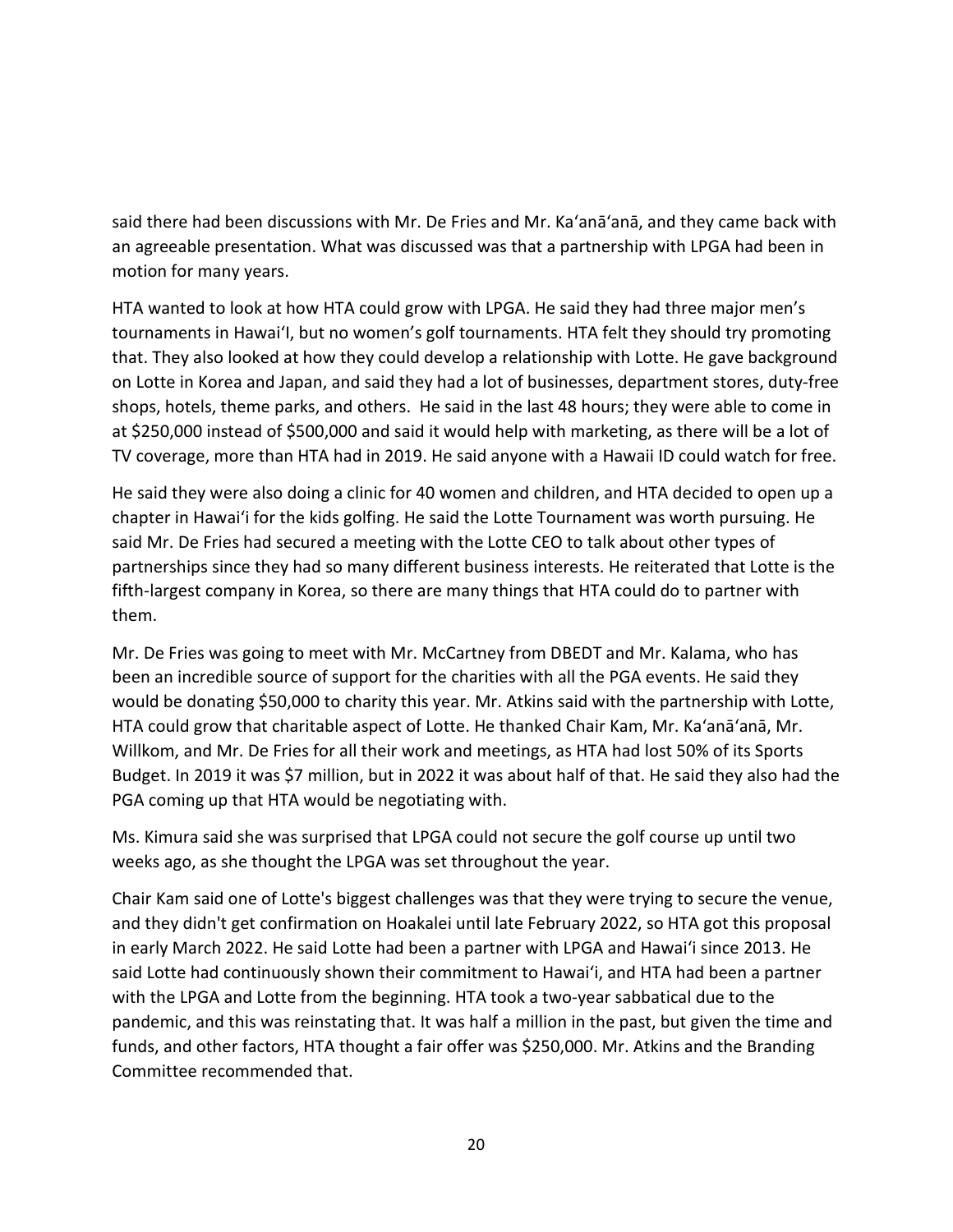said there had been discussions with Mr. De Fries and Mr. Ka'anā'anā, and they came back with an agreeable presentation. What was discussed was that a partnership with LPGA had been in motion for many years.

HTA wanted to look at how HTA could grow with LPGA. He said they had three major men's tournaments in Hawai'I, but no women's golf tournaments. HTA felt they should try promoting that. They also looked at how they could develop a relationship with Lotte. He gave background on Lotte in Korea and Japan, and said they had a lot of businesses, department stores, duty-free shops, hotels, theme parks, and others. He said in the last 48 hours; they were able to come in at $250,000 instead of $500,000 and said it would help with marketing, as there will be a lot of TV coverage, more than HTA had in 2019. He said anyone with a Hawaii ID could watch for free.

He said they were also doing a clinic for 40 women and children, and HTA decided to open up a chapter in Hawai'i for the kids golfing. He said the Lotte Tournament was worth pursuing. He said Mr. De Fries had secured a meeting with the Lotte CEO to talk about other types of partnerships since they had so many different business interests. He reiterated that Lotte is the fifth-largest company in Korea, so there are many things that HTA could do to partner with them.

Mr. De Fries was going to meet with Mr. McCartney from DBEDT and Mr. Kalama, who has been an incredible source of support for the charities with all the PGA events. He said they would be donating $50,000 to charity this year. Mr. Atkins said with the partnership with Lotte, HTA could grow that charitable aspect of Lotte. He thanked Chair Kam, Mr. Ka'anā'anā, Mr. Willkom, and Mr. De Fries for all their work and meetings, as HTA had lost 50% of its Sports Budget. In 2019 it was $7 million, but in 2022 it was about half of that. He said they also had the PGA coming up that HTA would be negotiating with.

Ms. Kimura said she was surprised that LPGA could not secure the golf course up until two weeks ago, as she thought the LPGA was set throughout the year.

Chair Kam said one of Lotte's biggest challenges was that they were trying to secure the venue, and they didn't get confirmation on Hoakalei until late February 2022, so HTA got this proposal in early March 2022. He said Lotte had been a partner with LPGA and Hawai'i since 2013. He said Lotte had continuously shown their commitment to Hawai'i, and HTA had been a partner with the LPGA and Lotte from the beginning. HTA took a two-year sabbatical due to the pandemic, and this was reinstating that. It was half a million in the past, but given the time and funds, and other factors, HTA thought a fair offer was $250,000. Mr. Atkins and the Branding Committee recommended that.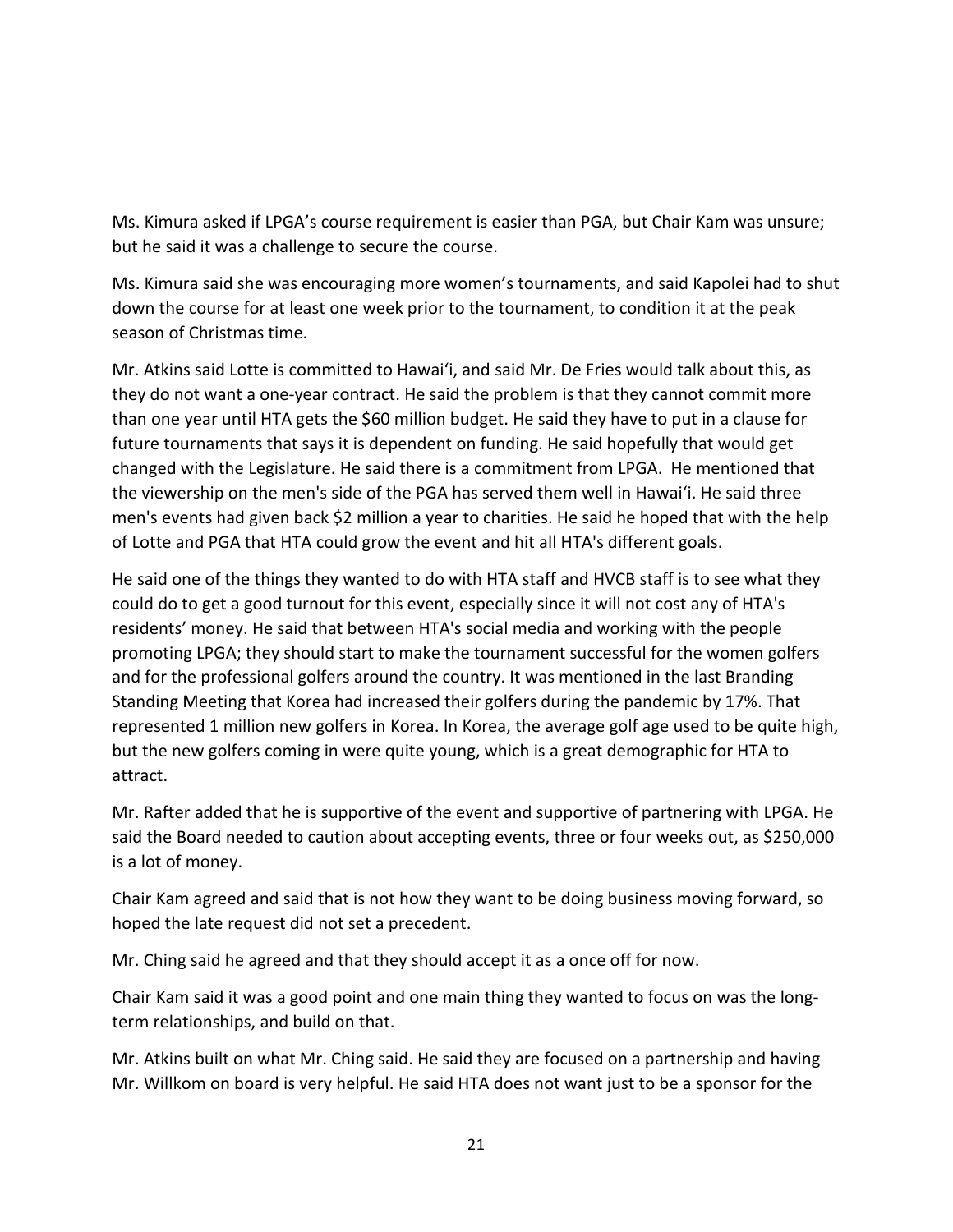Ms. Kimura asked if LPGA's course requirement is easier than PGA, but Chair Kam was unsure; but he said it was a challenge to secure the course.

Ms. Kimura said she was encouraging more women's tournaments, and said Kapolei had to shut down the course for at least one week prior to the tournament, to condition it at the peak season of Christmas time.

Mr. Atkins said Lotte is committed to Hawaiʻi, and said Mr. De Fries would talk about this, as they do not want a one-year contract. He said the problem is that they cannot commit more than one year until HTA gets the $60 million budget. He said they have to put in a clause for future tournaments that says it is dependent on funding. He said hopefully that would get changed with the Legislature. He said there is a commitment from LPGA. He mentioned that the viewership on the men's side of the PGA has served them well in Hawaiʻi. He said three men's events had given back $2 million a year to charities. He said he hoped that with the help of Lotte and PGA that HTA could grow the event and hit all HTA's different goals.

He said one of the things they wanted to do with HTA staff and HVCB staff is to see what they could do to get a good turnout for this event, especially since it will not cost any of HTA's residents' money. He said that between HTA's social media and working with the people promoting LPGA; they should start to make the tournament successful for the women golfers and for the professional golfers around the country. It was mentioned in the last Branding Standing Meeting that Korea had increased their golfers during the pandemic by 17%. That represented 1 million new golfers in Korea. In Korea, the average golf age used to be quite high, but the new golfers coming in were quite young, which is a great demographic for HTA to attract.

Mr. Rafter added that he is supportive of the event and supportive of partnering with LPGA. He said the Board needed to caution about accepting events, three or four weeks out, as $250,000 is a lot of money.

Chair Kam agreed and said that is not how they want to be doing business moving forward, so hoped the late request did not set a precedent.

Mr. Ching said he agreed and that they should accept it as a once off for now.

Chair Kam said it was a good point and one main thing they wanted to focus on was the long-term relationships, and build on that.

Mr. Atkins built on what Mr. Ching said. He said they are focused on a partnership and having Mr. Willkom on board is very helpful. He said HTA does not want just to be a sponsor for the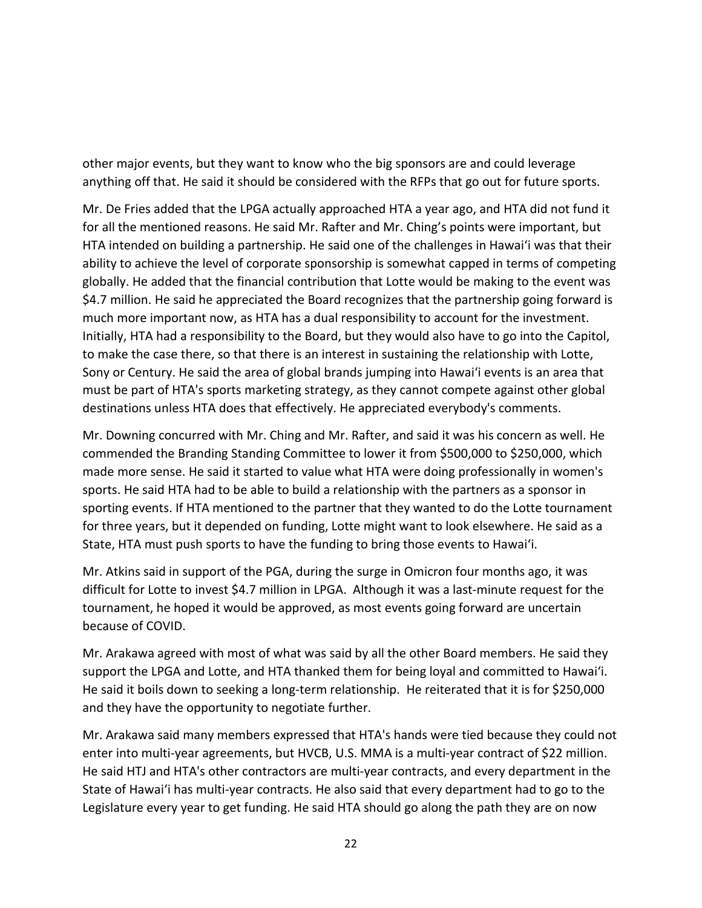other major events, but they want to know who the big sponsors are and could leverage anything off that. He said it should be considered with the RFPs that go out for future sports.

Mr. De Fries added that the LPGA actually approached HTA a year ago, and HTA did not fund it for all the mentioned reasons. He said Mr. Rafter and Mr. Ching's points were important, but HTA intended on building a partnership. He said one of the challenges in Hawaiʻi was that their ability to achieve the level of corporate sponsorship is somewhat capped in terms of competing globally. He added that the financial contribution that Lotte would be making to the event was $4.7 million. He said he appreciated the Board recognizes that the partnership going forward is much more important now, as HTA has a dual responsibility to account for the investment. Initially, HTA had a responsibility to the Board, but they would also have to go into the Capitol, to make the case there, so that there is an interest in sustaining the relationship with Lotte, Sony or Century. He said the area of global brands jumping into Hawaiʻi events is an area that must be part of HTA's sports marketing strategy, as they cannot compete against other global destinations unless HTA does that effectively. He appreciated everybody's comments.

Mr. Downing concurred with Mr. Ching and Mr. Rafter, and said it was his concern as well. He commended the Branding Standing Committee to lower it from $500,000 to $250,000, which made more sense. He said it started to value what HTA were doing professionally in women's sports. He said HTA had to be able to build a relationship with the partners as a sponsor in sporting events. If HTA mentioned to the partner that they wanted to do the Lotte tournament for three years, but it depended on funding, Lotte might want to look elsewhere. He said as a State, HTA must push sports to have the funding to bring those events to Hawaiʻi.

Mr. Atkins said in support of the PGA, during the surge in Omicron four months ago, it was difficult for Lotte to invest $4.7 million in LPGA. Although it was a last-minute request for the tournament, he hoped it would be approved, as most events going forward are uncertain because of COVID.

Mr. Arakawa agreed with most of what was said by all the other Board members. He said they support the LPGA and Lotte, and HTA thanked them for being loyal and committed to Hawaiʻi. He said it boils down to seeking a long-term relationship. He reiterated that it is for $250,000 and they have the opportunity to negotiate further.

Mr. Arakawa said many members expressed that HTA's hands were tied because they could not enter into multi-year agreements, but HVCB, U.S. MMA is a multi-year contract of $22 million. He said HTJ and HTA's other contractors are multi-year contracts, and every department in the State of Hawaiʻi has multi-year contracts. He also said that every department had to go to the Legislature every year to get funding. He said HTA should go along the path they are on now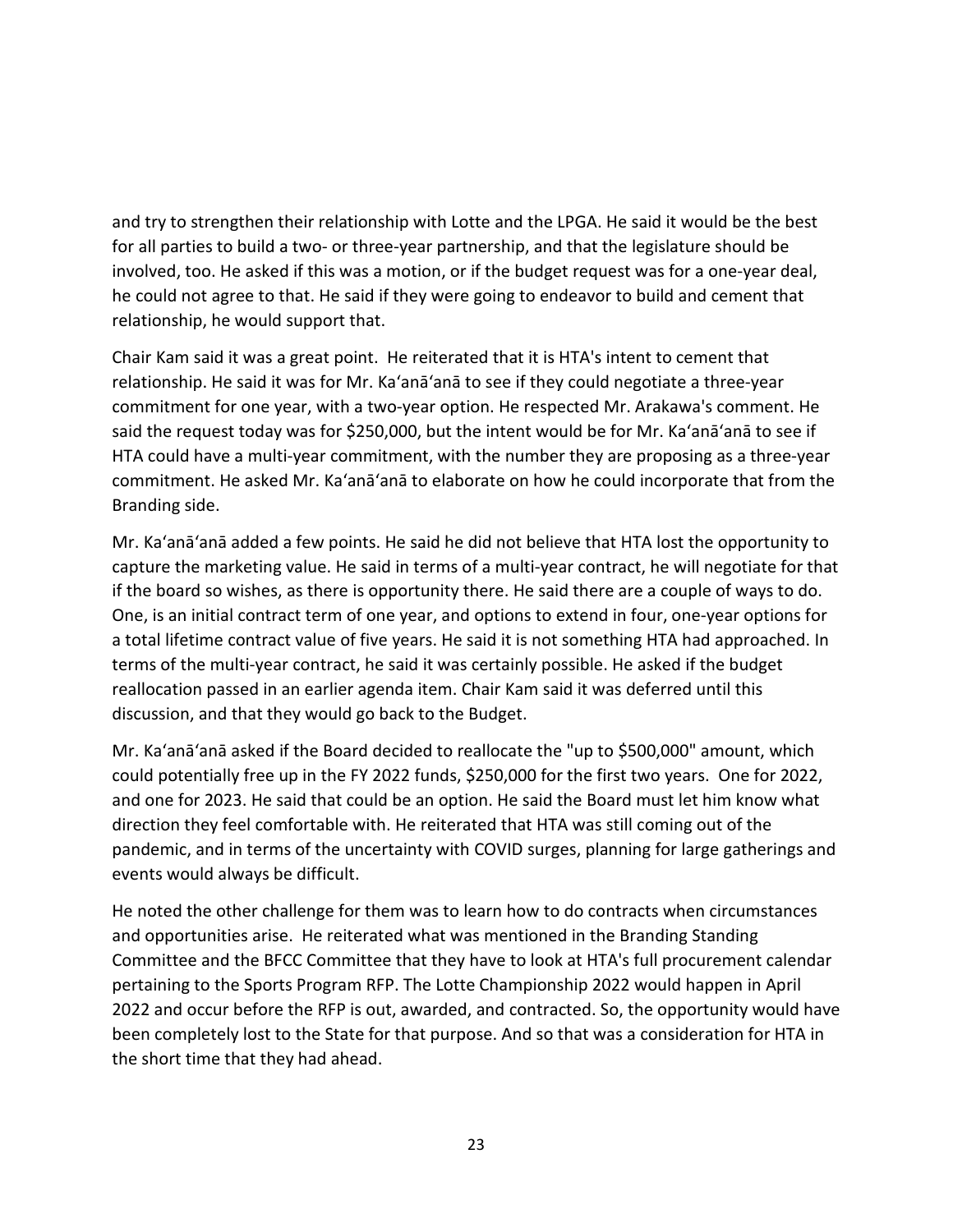and try to strengthen their relationship with Lotte and the LPGA. He said it would be the best for all parties to build a two- or three-year partnership, and that the legislature should be involved, too. He asked if this was a motion, or if the budget request was for a one-year deal, he could not agree to that. He said if they were going to endeavor to build and cement that relationship, he would support that.

Chair Kam said it was a great point. He reiterated that it is HTA's intent to cement that relationship. He said it was for Mr. Ka'anā'anā to see if they could negotiate a three-year commitment for one year, with a two-year option. He respected Mr. Arakawa's comment. He said the request today was for $250,000, but the intent would be for Mr. Ka'anā'anā to see if HTA could have a multi-year commitment, with the number they are proposing as a three-year commitment. He asked Mr. Ka'anā'anā to elaborate on how he could incorporate that from the Branding side.

Mr. Ka'anā'anā added a few points. He said he did not believe that HTA lost the opportunity to capture the marketing value. He said in terms of a multi-year contract, he will negotiate for that if the board so wishes, as there is opportunity there. He said there are a couple of ways to do. One, is an initial contract term of one year, and options to extend in four, one-year options for a total lifetime contract value of five years. He said it is not something HTA had approached. In terms of the multi-year contract, he said it was certainly possible. He asked if the budget reallocation passed in an earlier agenda item. Chair Kam said it was deferred until this discussion, and that they would go back to the Budget.

Mr. Ka'anā'anā asked if the Board decided to reallocate the "up to $500,000" amount, which could potentially free up in the FY 2022 funds, $250,000 for the first two years. One for 2022, and one for 2023. He said that could be an option. He said the Board must let him know what direction they feel comfortable with. He reiterated that HTA was still coming out of the pandemic, and in terms of the uncertainty with COVID surges, planning for large gatherings and events would always be difficult.

He noted the other challenge for them was to learn how to do contracts when circumstances and opportunities arise. He reiterated what was mentioned in the Branding Standing Committee and the BFCC Committee that they have to look at HTA's full procurement calendar pertaining to the Sports Program RFP. The Lotte Championship 2022 would happen in April 2022 and occur before the RFP is out, awarded, and contracted. So, the opportunity would have been completely lost to the State for that purpose. And so that was a consideration for HTA in the short time that they had ahead.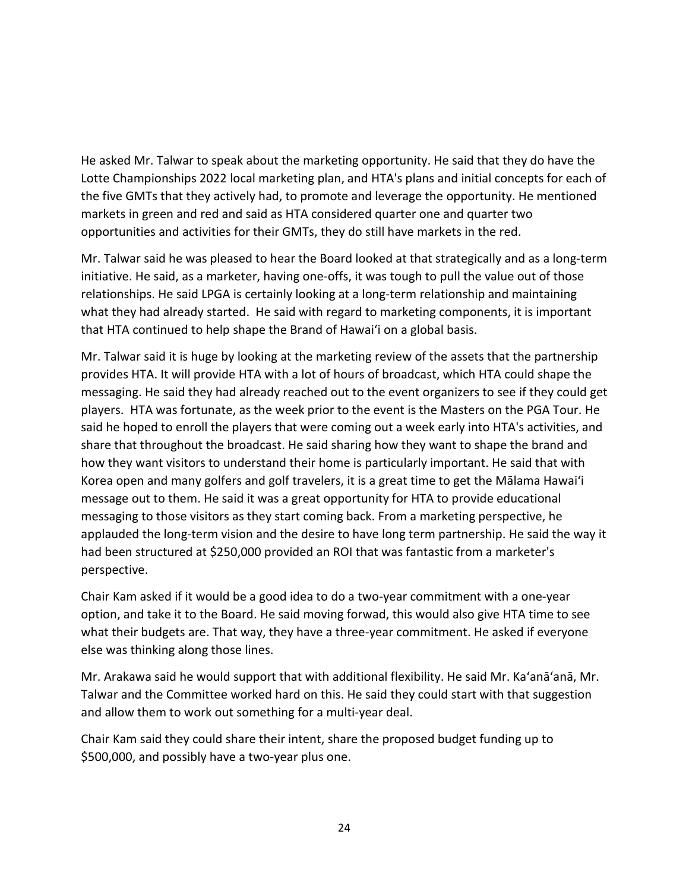He asked Mr. Talwar to speak about the marketing opportunity. He said that they do have the Lotte Championships 2022 local marketing plan, and HTA's plans and initial concepts for each of the five GMTs that they actively had, to promote and leverage the opportunity. He mentioned markets in green and red and said as HTA considered quarter one and quarter two opportunities and activities for their GMTs, they do still have markets in the red.

Mr. Talwar said he was pleased to hear the Board looked at that strategically and as a long-term initiative. He said, as a marketer, having one-offs, it was tough to pull the value out of those relationships. He said LPGA is certainly looking at a long-term relationship and maintaining what they had already started. He said with regard to marketing components, it is important that HTA continued to help shape the Brand of Hawaiʻi on a global basis.

Mr. Talwar said it is huge by looking at the marketing review of the assets that the partnership provides HTA. It will provide HTA with a lot of hours of broadcast, which HTA could shape the messaging. He said they had already reached out to the event organizers to see if they could get players. HTA was fortunate, as the week prior to the event is the Masters on the PGA Tour. He said he hoped to enroll the players that were coming out a week early into HTA's activities, and share that throughout the broadcast. He said sharing how they want to shape the brand and how they want visitors to understand their home is particularly important. He said that with Korea open and many golfers and golf travelers, it is a great time to get the Mālama Hawaiʻi message out to them. He said it was a great opportunity for HTA to provide educational messaging to those visitors as they start coming back. From a marketing perspective, he applauded the long-term vision and the desire to have long term partnership. He said the way it had been structured at $250,000 provided an ROI that was fantastic from a marketer's perspective.

Chair Kam asked if it would be a good idea to do a two-year commitment with a one-year option, and take it to the Board. He said moving forwad, this would also give HTA time to see what their budgets are. That way, they have a three-year commitment. He asked if everyone else was thinking along those lines.

Mr. Arakawa said he would support that with additional flexibility. He said Mr. Kaʻanāʻanā, Mr. Talwar and the Committee worked hard on this. He said they could start with that suggestion and allow them to work out something for a multi-year deal.

Chair Kam said they could share their intent, share the proposed budget funding up to $500,000, and possibly have a two-year plus one.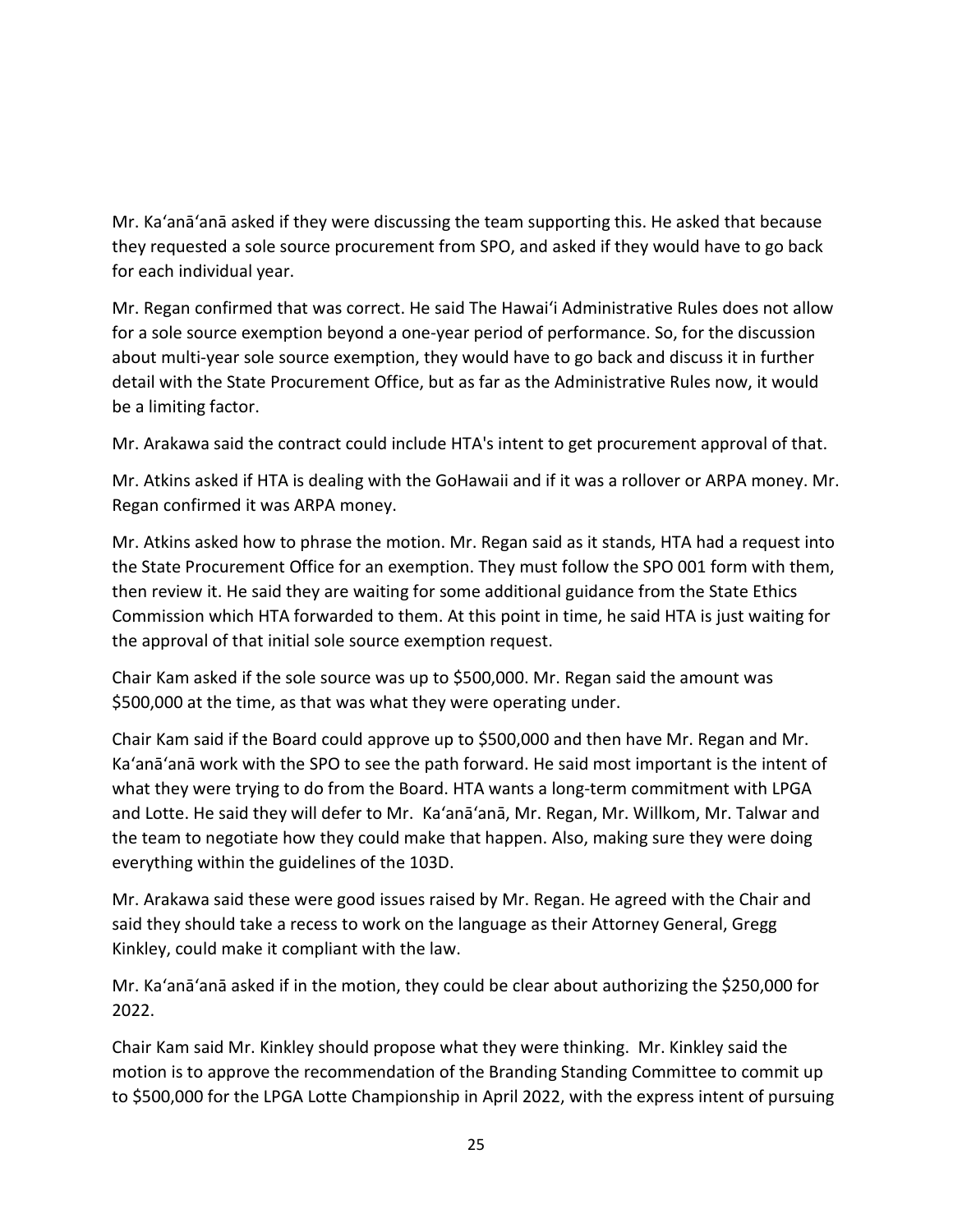Mr. Ka'anā'anā asked if they were discussing the team supporting this. He asked that because they requested a sole source procurement from SPO, and asked if they would have to go back for each individual year.

Mr. Regan confirmed that was correct. He said The Hawai'i Administrative Rules does not allow for a sole source exemption beyond a one-year period of performance. So, for the discussion about multi-year sole source exemption, they would have to go back and discuss it in further detail with the State Procurement Office, but as far as the Administrative Rules now, it would be a limiting factor.

Mr. Arakawa said the contract could include HTA's intent to get procurement approval of that.

Mr. Atkins asked if HTA is dealing with the GoHawaii and if it was a rollover or ARPA money. Mr. Regan confirmed it was ARPA money.

Mr. Atkins asked how to phrase the motion. Mr. Regan said as it stands, HTA had a request into the State Procurement Office for an exemption. They must follow the SPO 001 form with them, then review it. He said they are waiting for some additional guidance from the State Ethics Commission which HTA forwarded to them. At this point in time, he said HTA is just waiting for the approval of that initial sole source exemption request.

Chair Kam asked if the sole source was up to $500,000. Mr. Regan said the amount was $500,000 at the time, as that was what they were operating under.

Chair Kam said if the Board could approve up to $500,000 and then have Mr. Regan and Mr. Ka'anā'anā work with the SPO to see the path forward. He said most important is the intent of what they were trying to do from the Board. HTA wants a long-term commitment with LPGA and Lotte. He said they will defer to Mr. Ka'anā'anā, Mr. Regan, Mr. Willkom, Mr. Talwar and the team to negotiate how they could make that happen. Also, making sure they were doing everything within the guidelines of the 103D.

Mr. Arakawa said these were good issues raised by Mr. Regan. He agreed with the Chair and said they should take a recess to work on the language as their Attorney General, Gregg Kinkley, could make it compliant with the law.

Mr. Ka'anā'anā asked if in the motion, they could be clear about authorizing the $250,000 for 2022.

Chair Kam said Mr. Kinkley should propose what they were thinking. Mr. Kinkley said the motion is to approve the recommendation of the Branding Standing Committee to commit up to $500,000 for the LPGA Lotte Championship in April 2022, with the express intent of pursuing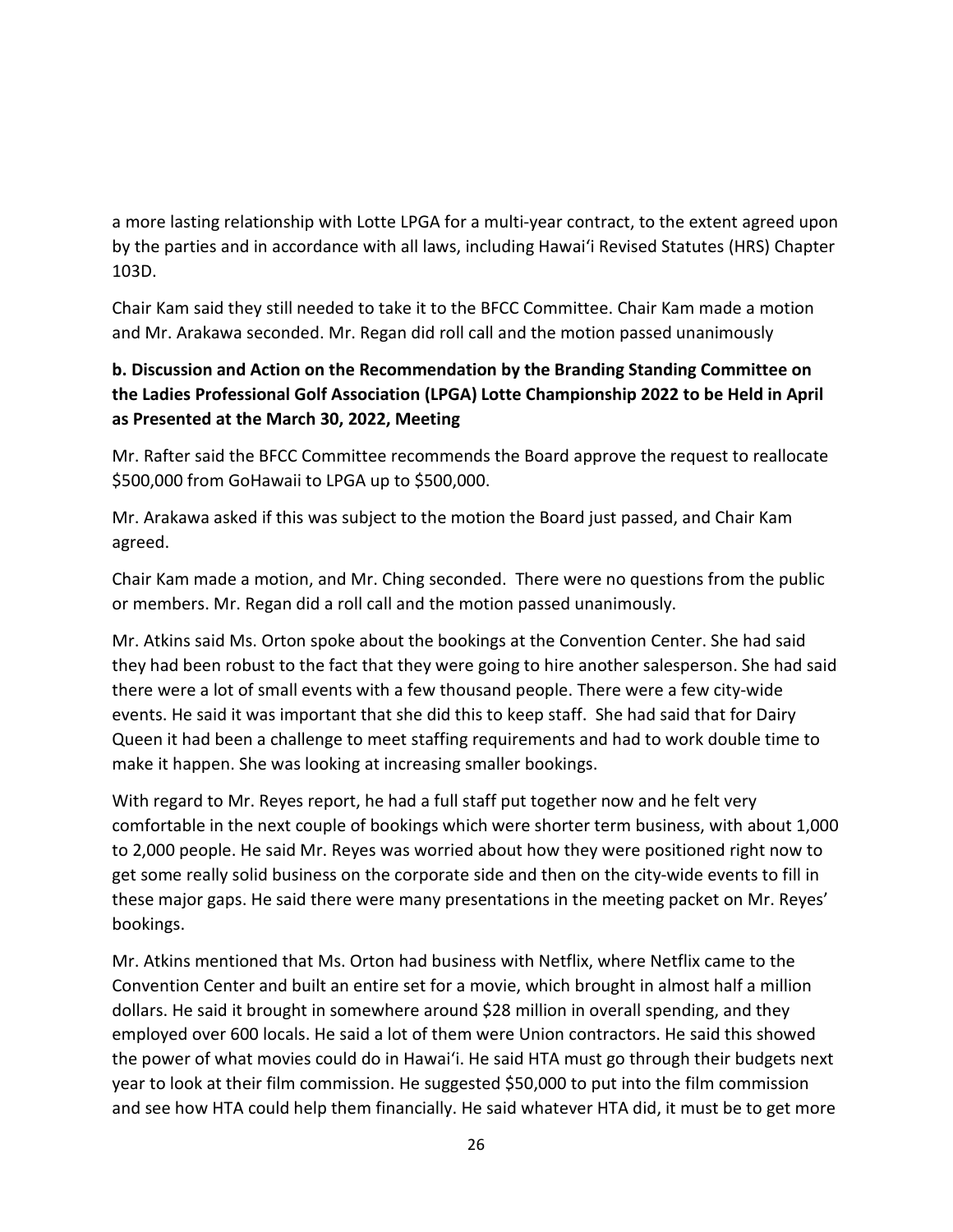a more lasting relationship with Lotte LPGA for a multi-year contract, to the extent agreed upon by the parties and in accordance with all laws, including Hawaiʻi Revised Statutes (HRS) Chapter 103D.

Chair Kam said they still needed to take it to the BFCC Committee. Chair Kam made a motion and Mr. Arakawa seconded. Mr. Regan did roll call and the motion passed unanimously

**b. Discussion and Action on the Recommendation by the Branding Standing Committee on the Ladies Professional Golf Association (LPGA) Lotte Championship 2022 to be Held in April as Presented at the March 30, 2022, Meeting**

Mr. Rafter said the BFCC Committee recommends the Board approve the request to reallocate $500,000 from GoHawaii to LPGA up to $500,000.

Mr. Arakawa asked if this was subject to the motion the Board just passed, and Chair Kam agreed.

Chair Kam made a motion, and Mr. Ching seconded. There were no questions from the public or members. Mr. Regan did a roll call and the motion passed unanimously.

Mr. Atkins said Ms. Orton spoke about the bookings at the Convention Center. She had said they had been robust to the fact that they were going to hire another salesperson. She had said there were a lot of small events with a few thousand people. There were a few city-wide events. He said it was important that she did this to keep staff. She had said that for Dairy Queen it had been a challenge to meet staffing requirements and had to work double time to make it happen. She was looking at increasing smaller bookings.

With regard to Mr. Reyes report, he had a full staff put together now and he felt very comfortable in the next couple of bookings which were shorter term business, with about 1,000 to 2,000 people. He said Mr. Reyes was worried about how they were positioned right now to get some really solid business on the corporate side and then on the city-wide events to fill in these major gaps. He said there were many presentations in the meeting packet on Mr. Reyes' bookings.

Mr. Atkins mentioned that Ms. Orton had business with Netflix, where Netflix came to the Convention Center and built an entire set for a movie, which brought in almost half a million dollars. He said it brought in somewhere around $28 million in overall spending, and they employed over 600 locals. He said a lot of them were Union contractors. He said this showed the power of what movies could do in Hawaiʻi. He said HTA must go through their budgets next year to look at their film commission. He suggested $50,000 to put into the film commission and see how HTA could help them financially. He said whatever HTA did, it must be to get more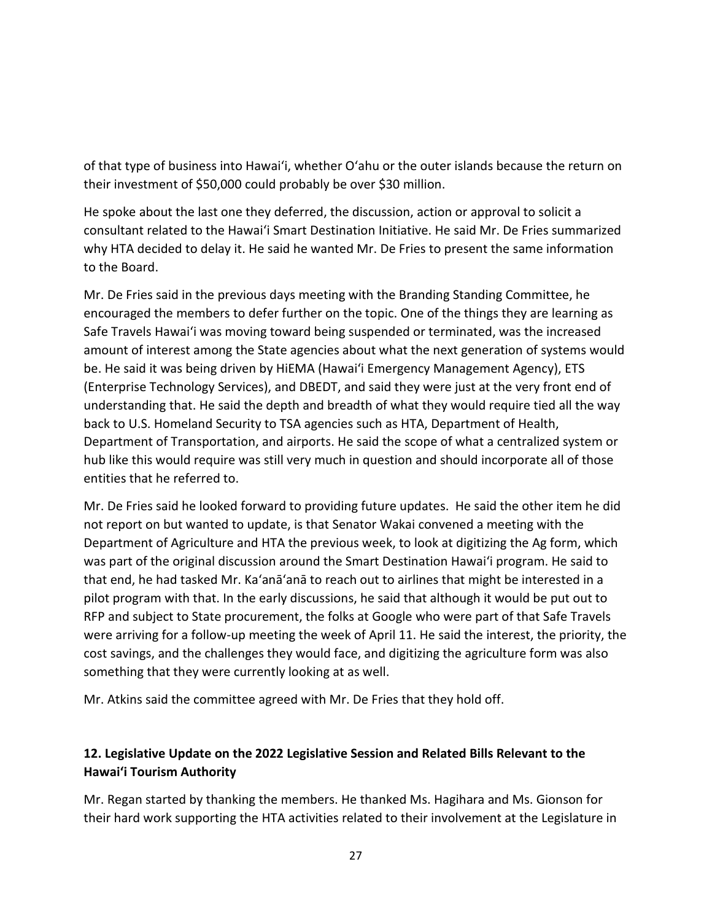of that type of business into Hawai'i, whether O'ahu or the outer islands because the return on their investment of $50,000 could probably be over $30 million.

He spoke about the last one they deferred, the discussion, action or approval to solicit a consultant related to the Hawai'i Smart Destination Initiative. He said Mr. De Fries summarized why HTA decided to delay it. He said he wanted Mr. De Fries to present the same information to the Board.

Mr. De Fries said in the previous days meeting with the Branding Standing Committee, he encouraged the members to defer further on the topic. One of the things they are learning as Safe Travels Hawai'i was moving toward being suspended or terminated, was the increased amount of interest among the State agencies about what the next generation of systems would be. He said it was being driven by HiEMA (Hawai'i Emergency Management Agency), ETS (Enterprise Technology Services), and DBEDT, and said they were just at the very front end of understanding that. He said the depth and breadth of what they would require tied all the way back to U.S. Homeland Security to TSA agencies such as HTA, Department of Health, Department of Transportation, and airports. He said the scope of what a centralized system or hub like this would require was still very much in question and should incorporate all of those entities that he referred to.

Mr. De Fries said he looked forward to providing future updates. He said the other item he did not report on but wanted to update, is that Senator Wakai convened a meeting with the Department of Agriculture and HTA the previous week, to look at digitizing the Ag form, which was part of the original discussion around the Smart Destination Hawai'i program. He said to that end, he had tasked Mr. Ka'anā'anā to reach out to airlines that might be interested in a pilot program with that. In the early discussions, he said that although it would be put out to RFP and subject to State procurement, the folks at Google who were part of that Safe Travels were arriving for a follow-up meeting the week of April 11. He said the interest, the priority, the cost savings, and the challenges they would face, and digitizing the agriculture form was also something that they were currently looking at as well.

Mr. Atkins said the committee agreed with Mr. De Fries that they hold off.

## 12. Legislative Update on the 2022 Legislative Session and Related Bills Relevant to the Hawai'i Tourism Authority

Mr. Regan started by thanking the members. He thanked Ms. Hagihara and Ms. Gionson for their hard work supporting the HTA activities related to their involvement at the Legislature in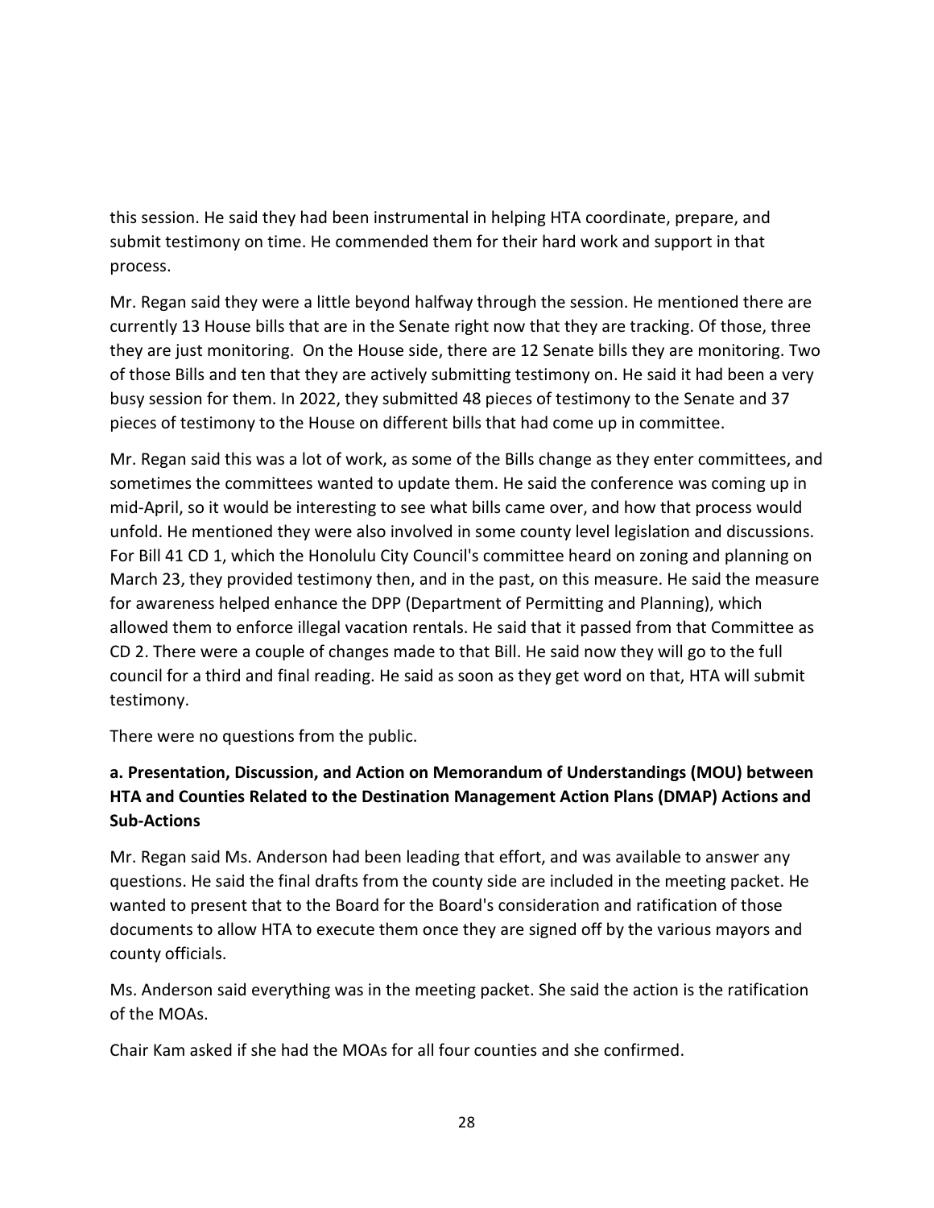this session. He said they had been instrumental in helping HTA coordinate, prepare, and submit testimony on time. He commended them for their hard work and support in that process.

Mr. Regan said they were a little beyond halfway through the session. He mentioned there are currently 13 House bills that are in the Senate right now that they are tracking. Of those, three they are just monitoring. On the House side, there are 12 Senate bills they are monitoring. Two of those Bills and ten that they are actively submitting testimony on. He said it had been a very busy session for them. In 2022, they submitted 48 pieces of testimony to the Senate and 37 pieces of testimony to the House on different bills that had come up in committee.

Mr. Regan said this was a lot of work, as some of the Bills change as they enter committees, and sometimes the committees wanted to update them. He said the conference was coming up in mid-April, so it would be interesting to see what bills came over, and how that process would unfold. He mentioned they were also involved in some county level legislation and discussions. For Bill 41 CD 1, which the Honolulu City Council's committee heard on zoning and planning on March 23, they provided testimony then, and in the past, on this measure. He said the measure for awareness helped enhance the DPP (Department of Permitting and Planning), which allowed them to enforce illegal vacation rentals. He said that it passed from that Committee as CD 2. There were a couple of changes made to that Bill. He said now they will go to the full council for a third and final reading. He said as soon as they get word on that, HTA will submit testimony.

There were no questions from the public.

**a. Presentation, Discussion, and Action on Memorandum of Understandings (MOU) between HTA and Counties Related to the Destination Management Action Plans (DMAP) Actions and Sub-Actions**

Mr. Regan said Ms. Anderson had been leading that effort, and was available to answer any questions. He said the final drafts from the county side are included in the meeting packet. He wanted to present that to the Board for the Board's consideration and ratification of those documents to allow HTA to execute them once they are signed off by the various mayors and county officials.

Ms. Anderson said everything was in the meeting packet. She said the action is the ratification of the MOAs.

Chair Kam asked if she had the MOAs for all four counties and she confirmed.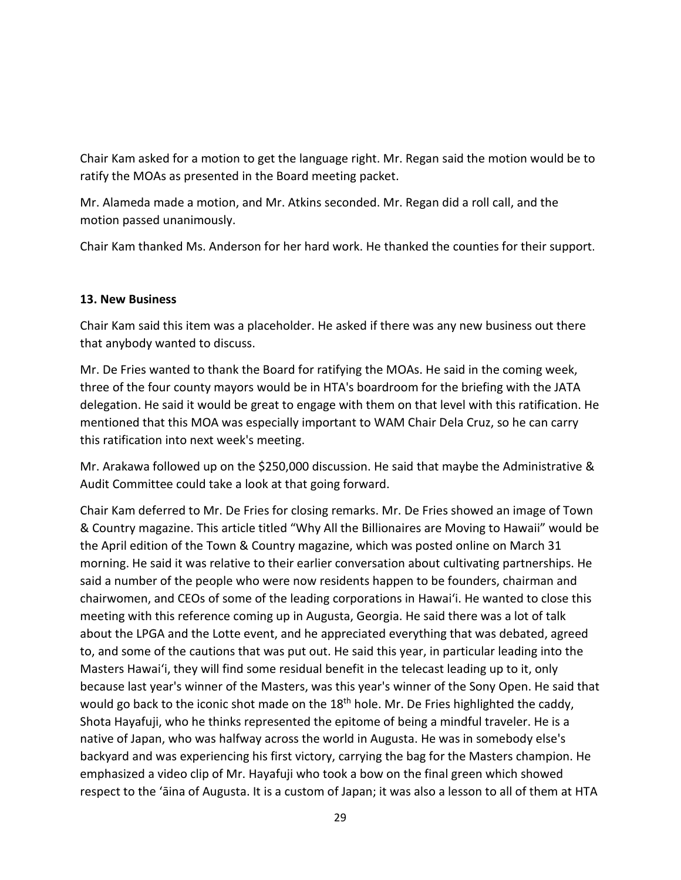Chair Kam asked for a motion to get the language right. Mr. Regan said the motion would be to ratify the MOAs as presented in the Board meeting packet.

Mr. Alameda made a motion, and Mr. Atkins seconded. Mr. Regan did a roll call, and the motion passed unanimously.

Chair Kam thanked Ms. Anderson for her hard work. He thanked the counties for their support.

**13. New Business**

Chair Kam said this item was a placeholder. He asked if there was any new business out there that anybody wanted to discuss.

Mr. De Fries wanted to thank the Board for ratifying the MOAs. He said in the coming week, three of the four county mayors would be in HTA's boardroom for the briefing with the JATA delegation. He said it would be great to engage with them on that level with this ratification. He mentioned that this MOA was especially important to WAM Chair Dela Cruz, so he can carry this ratification into next week's meeting.

Mr. Arakawa followed up on the $250,000 discussion. He said that maybe the Administrative & Audit Committee could take a look at that going forward.

Chair Kam deferred to Mr. De Fries for closing remarks. Mr. De Fries showed an image of Town & Country magazine. This article titled "Why All the Billionaires are Moving to Hawaii" would be the April edition of the Town & Country magazine, which was posted online on March 31 morning. He said it was relative to their earlier conversation about cultivating partnerships. He said a number of the people who were now residents happen to be founders, chairman and chairwomen, and CEOs of some of the leading corporations in Hawaiʻi. He wanted to close this meeting with this reference coming up in Augusta, Georgia. He said there was a lot of talk about the LPGA and the Lotte event, and he appreciated everything that was debated, agreed to, and some of the cautions that was put out. He said this year, in particular leading into the Masters Hawaiʻi, they will find some residual benefit in the telecast leading up to it, only because last year's winner of the Masters, was this year's winner of the Sony Open. He said that would go back to the iconic shot made on the 18th hole. Mr. De Fries highlighted the caddy, Shota Hayafuji, who he thinks represented the epitome of being a mindful traveler. He is a native of Japan, who was halfway across the world in Augusta. He was in somebody else's backyard and was experiencing his first victory, carrying the bag for the Masters champion. He emphasized a video clip of Mr. Hayafuji who took a bow on the final green which showed respect to the ʻāina of Augusta. It is a custom of Japan; it was also a lesson to all of them at HTA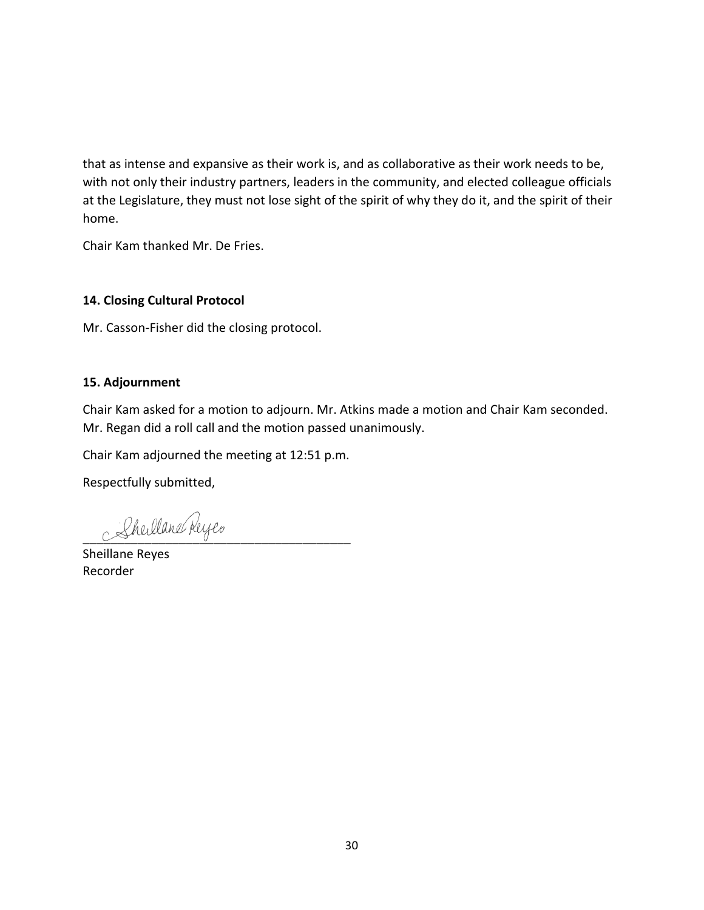that as intense and expansive as their work is, and as collaborative as their work needs to be, with not only their industry partners, leaders in the community, and elected colleague officials at the Legislature, they must not lose sight of the spirit of why they do it, and the spirit of their home.

Chair Kam thanked Mr. De Fries.

### 14. Closing Cultural Protocol

Mr. Casson-Fisher did the closing protocol.

### 15. Adjournment

Chair Kam asked for a motion to adjourn. Mr. Atkins made a motion and Chair Kam seconded. Mr. Regan did a roll call and the motion passed unanimously.

Chair Kam adjourned the meeting at 12:51 p.m.

Respectfully submitted,

_______________________________________

Sheillane Reyes
Recorder